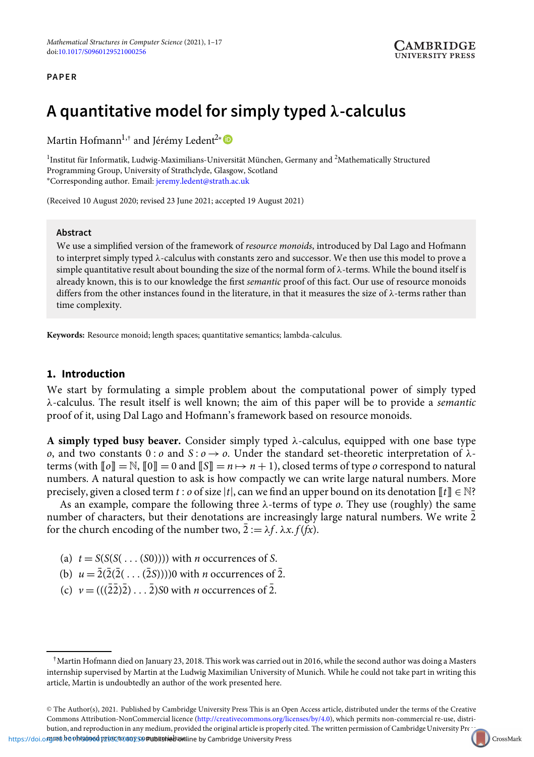PAPER

# A quantitative model for simply typed λ-calculus

Martin Hofmann[1,†] and Jérémy Ledent[2*]

[1]Institut für Informatik, Ludwig-Maximilians-Universität München, Germany and [2]Mathematically Structured Programming Group, University of Strathclyde, Glasgow, Scotland
*Corresponding author. Email: jeremy.ledent@strath.ac.uk

(Received 10 August 2020; revised 23 June 2021; accepted 19 August 2021)

## Abstract

We use a simplified version of the framework of *resource monoids*, introduced by Dal Lago and Hofmann to interpret simply typed λ-calculus with constants zero and successor. We then use this model to prove a simple quantitative result about bounding the size of the normal form of λ-terms. While the bound itself is already known, this is to our knowledge the first *semantic* proof of this fact. Our use of resource monoids differs from the other instances found in the literature, in that it measures the size of λ-terms rather than time complexity.

**Keywords:** Resource monoid; length spaces; quantitative semantics; lambda-calculus.

## 1. Introduction

We start by formulating a simple problem about the computational power of simply typed λ-calculus. The result itself is well known; the aim of this paper will be to provide a *semantic* proof of it, using Dal Lago and Hofmann's framework based on resource monoids.

**A simply typed busy beaver.** Consider simply typed λ-calculus, equipped with one base type $o$, and two constants $0 : o$ and $S : o \to o$. Under the standard set-theoretic interpretation of λ-terms (with $[\![o]\!] = \mathbb{N}$, $[\![0]\!] = 0$ and $[\![S]\!] = n \mapsto n + 1$), closed terms of type $o$ correspond to natural numbers. A natural question to ask is how compactly we can write large natural numbers. More precisely, given a closed term $t : o$ of size $|t|$, can we find an upper bound on its denotation $[\![t]\!] \in \mathbb{N}$?

As an example, compare the following three λ-terms of type $o$. They use (roughly) the same number of characters, but their denotations are increasingly large natural numbers. We write $\bar{2}$ for the church encoding of the number two, $\bar{2} := \lambda f.\, \lambda x.\, f(fx)$.

(a) $t = S(S(S(\ldots(S0))))$ with $n$ occurrences of $S$.
(b) $u = \bar{2}(\bar{2}(\bar{2}(\ldots(\bar{2}S))))0$ with $n$ occurrences of $\bar{2}$.
(c) $v = (((\bar{2}\bar{2})\bar{2})\ldots\bar{2})S0$ with $n$ occurrences of $\bar{2}$.

†Martin Hofmann died on January 23, 2018. This work was carried out in 2016, while the second author was doing a Masters internship supervised by Martin at the Ludwig Maximilian University of Munich. While he could not take part in writing this article, Martin is undoubtedly an author of the work presented here.

© The Author(s), 2021. Published by Cambridge University Press This is an Open Access article, distributed under the terms of the Creative Commons Attribution-NonCommercial licence (http://creativecommons.org/licenses/by/4.0), which permits non-commercial re-use, distribution, and reproduction in any medium, provided the original article is properly cited. The written permission of Cambridge University Press must be obtained prior to any commercial use.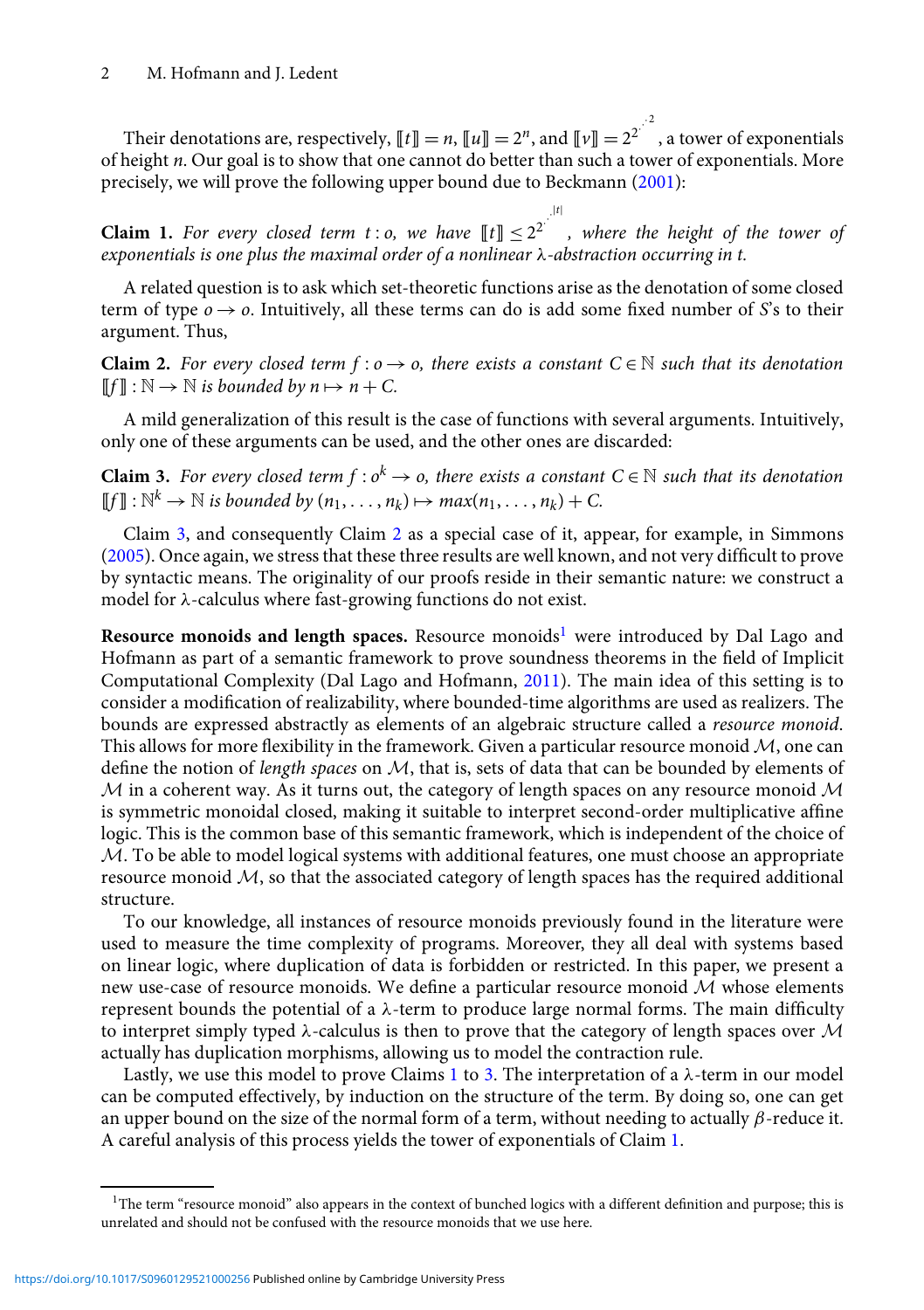Their denotations are, respectively, $[\![t]\!] = n$, $[\![u]\!] = 2^n$, and $[\![v]\!] = 2^{2^{\cdot^{\cdot^{2}}}}$, a tower of exponentials of height $n$. Our goal is to show that one cannot do better than such a tower of exponentials. More precisely, we will prove the following upper bound due to Beckmann (2001):

**Claim 1.** *For every closed term $t : o$, we have $[\![t]\!] \leq 2^{2^{\cdot^{\cdot^{|t|}}}}$, where the height of the tower of exponentials is one plus the maximal order of a nonlinear λ-abstraction occurring in t.*

A related question is to ask which set-theoretic functions arise as the denotation of some closed term of type $o \to o$. Intuitively, all these terms can do is add some fixed number of $S$'s to their argument. Thus,

**Claim 2.** *For every closed term $f : o \to o$, there exists a constant $C \in \mathbb{N}$ such that its denotation $[\![f]\!] : \mathbb{N} \to \mathbb{N}$ is bounded by $n \mapsto n + C$.*

A mild generalization of this result is the case of functions with several arguments. Intuitively, only one of these arguments can be used, and the other ones are discarded:

**Claim 3.** *For every closed term $f : o^k \to o$, there exists a constant $C \in \mathbb{N}$ such that its denotation $[\![f]\!] : \mathbb{N}^k \to \mathbb{N}$ is bounded by $(n_1, \ldots, n_k) \mapsto max(n_1, \ldots, n_k) + C$.*

Claim 3, and consequently Claim 2 as a special case of it, appear, for example, in Simmons (2005). Once again, we stress that these three results are well known, and not very difficult to prove by syntactic means. The originality of our proofs reside in their semantic nature: we construct a model for λ-calculus where fast-growing functions do not exist.

**Resource monoids and length spaces.** Resource monoids[1] were introduced by Dal Lago and Hofmann as part of a semantic framework to prove soundness theorems in the field of Implicit Computational Complexity (Dal Lago and Hofmann, 2011). The main idea of this setting is to consider a modification of realizability, where bounded-time algorithms are used as realizers. The bounds are expressed abstractly as elements of an algebraic structure called a *resource monoid*. This allows for more flexibility in the framework. Given a particular resource monoid $\mathcal{M}$, one can define the notion of *length spaces* on $\mathcal{M}$, that is, sets of data that can be bounded by elements of $\mathcal{M}$ in a coherent way. As it turns out, the category of length spaces on any resource monoid $\mathcal{M}$ is symmetric monoidal closed, making it suitable to interpret second-order multiplicative affine logic. This is the common base of this semantic framework, which is independent of the choice of $\mathcal{M}$. To be able to model logical systems with additional features, one must choose an appropriate resource monoid $\mathcal{M}$, so that the associated category of length spaces has the required additional structure.

To our knowledge, all instances of resource monoids previously found in the literature were used to measure the time complexity of programs. Moreover, they all deal with systems based on linear logic, where duplication of data is forbidden or restricted. In this paper, we present a new use-case of resource monoids. We define a particular resource monoid $\mathcal{M}$ whose elements represent bounds the potential of a λ-term to produce large normal forms. The main difficulty to interpret simply typed λ-calculus is then to prove that the category of length spaces over $\mathcal{M}$ actually has duplication morphisms, allowing us to model the contraction rule.

Lastly, we use this model to prove Claims 1 to 3. The interpretation of a λ-term in our model can be computed effectively, by induction on the structure of the term. By doing so, one can get an upper bound on the size of the normal form of a term, without needing to actually $\beta$-reduce it. A careful analysis of this process yields the tower of exponentials of Claim 1.

[1]The term "resource monoid" also appears in the context of bunched logics with a different definition and purpose; this is unrelated and should not be confused with the resource monoids that we use here.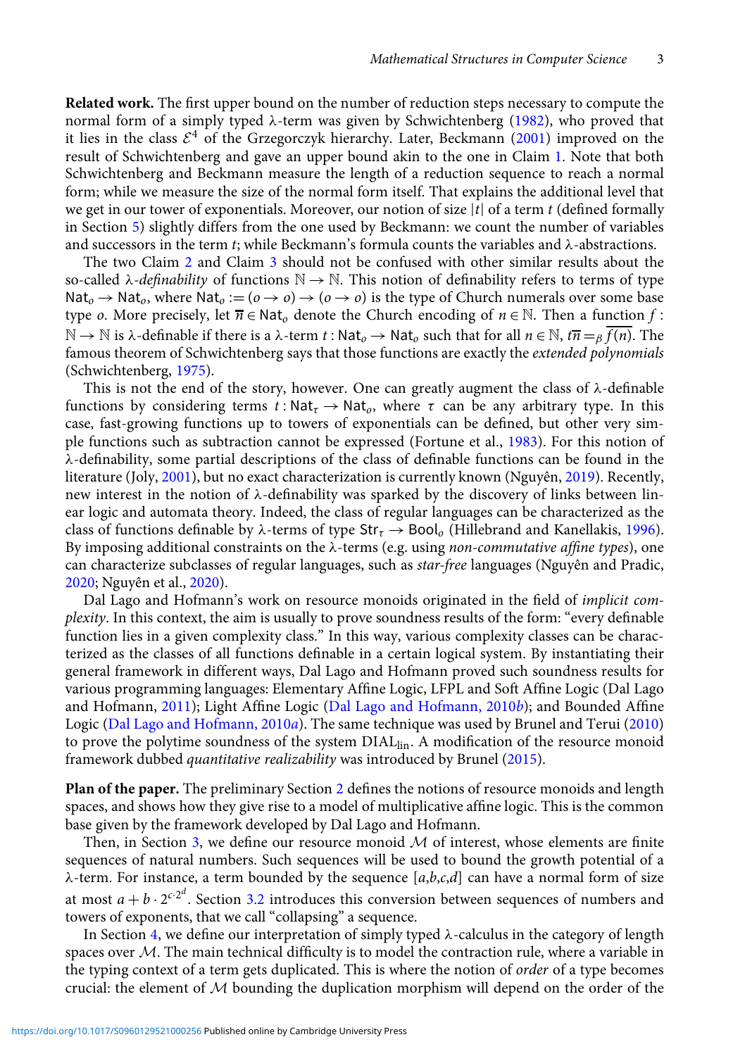**Related work.** The first upper bound on the number of reduction steps necessary to compute the normal form of a simply typed λ-term was given by Schwichtenberg (1982), who proved that it lies in the class $\mathcal{E}^4$ of the Grzegorczyk hierarchy. Later, Beckmann (2001) improved on the result of Schwichtenberg and gave an upper bound akin to the one in Claim 1. Note that both Schwichtenberg and Beckmann measure the length of a reduction sequence to reach a normal form; while we measure the size of the normal form itself. That explains the additional level that we get in our tower of exponentials. Moreover, our notion of size $|t|$ of a term $t$ (defined formally in Section 5) slightly differs from the one used by Beckmann: we count the number of variables and successors in the term $t$; while Beckmann's formula counts the variables and λ-abstractions.

The two Claim 2 and Claim 3 should not be confused with other similar results about the so-called *λ-definability* of functions $\mathbb{N} \to \mathbb{N}$. This notion of definability refers to terms of type $\mathsf{Nat}_o \to \mathsf{Nat}_o$, where $\mathsf{Nat}_o := (o \to o) \to (o \to o)$ is the type of Church numerals over some base type $o$. More precisely, let $\overline{n} \in \mathsf{Nat}_o$ denote the Church encoding of $n \in \mathbb{N}$. Then a function $f : \mathbb{N} \to \mathbb{N}$ is λ-definable if there is a λ-term $t : \mathsf{Nat}_o \to \mathsf{Nat}_o$ such that for all $n \in \mathbb{N}$, $t\overline{n} =_\beta \overline{f(n)}$. The famous theorem of Schwichtenberg says that those functions are exactly the *extended polynomials* (Schwichtenberg, 1975).

This is not the end of the story, however. One can greatly augment the class of λ-definable functions by considering terms $t : \mathsf{Nat}_\tau \to \mathsf{Nat}_o$, where $\tau$ can be any arbitrary type. In this case, fast-growing functions up to towers of exponentials can be defined, but other very simple functions such as subtraction cannot be expressed (Fortune et al., 1983). For this notion of λ-definability, some partial descriptions of the class of definable functions can be found in the literature (Joly, 2001), but no exact characterization is currently known (Nguyên, 2019). Recently, new interest in the notion of λ-definability was sparked by the discovery of links between linear logic and automata theory. Indeed, the class of regular languages can be characterized as the class of functions definable by λ-terms of type $\mathsf{Str}_\tau \to \mathsf{Bool}_o$ (Hillebrand and Kanellakis, 1996). By imposing additional constraints on the λ-terms (e.g. using *non-commutative affine types*), one can characterize subclasses of regular languages, such as *star-free* languages (Nguyên and Pradic, 2020; Nguyên et al., 2020).

Dal Lago and Hofmann's work on resource monoids originated in the field of *implicit complexity*. In this context, the aim is usually to prove soundness results of the form: "every definable function lies in a given complexity class." In this way, various complexity classes can be characterized as the classes of all functions definable in a certain logical system. By instantiating their general framework in different ways, Dal Lago and Hofmann proved such soundness results for various programming languages: Elementary Affine Logic, LFPL and Soft Affine Logic (Dal Lago and Hofmann, 2011); Light Affine Logic (Dal Lago and Hofmann, 2010*b*); and Bounded Affine Logic (Dal Lago and Hofmann, 2010*a*). The same technique was used by Brunel and Terui (2010) to prove the polytime soundness of the system $\mathrm{DIAL}_{\mathrm{lin}}$. A modification of the resource monoid framework dubbed *quantitative realizability* was introduced by Brunel (2015).

**Plan of the paper.** The preliminary Section 2 defines the notions of resource monoids and length spaces, and shows how they give rise to a model of multiplicative affine logic. This is the common base given by the framework developed by Dal Lago and Hofmann.

Then, in Section 3, we define our resource monoid $\mathcal{M}$ of interest, whose elements are finite sequences of natural numbers. Such sequences will be used to bound the growth potential of a λ-term. For instance, a term bounded by the sequence $[a,b,c,d]$ can have a normal form of size at most $a + b \cdot 2^{c \cdot 2^d}$. Section 3.2 introduces this conversion between sequences of numbers and towers of exponents, that we call "collapsing" a sequence.

In Section 4, we define our interpretation of simply typed λ-calculus in the category of length spaces over $\mathcal{M}$. The main technical difficulty is to model the contraction rule, where a variable in the typing context of a term gets duplicated. This is where the notion of *order* of a type becomes crucial: the element of $\mathcal{M}$ bounding the duplication morphism will depend on the order of the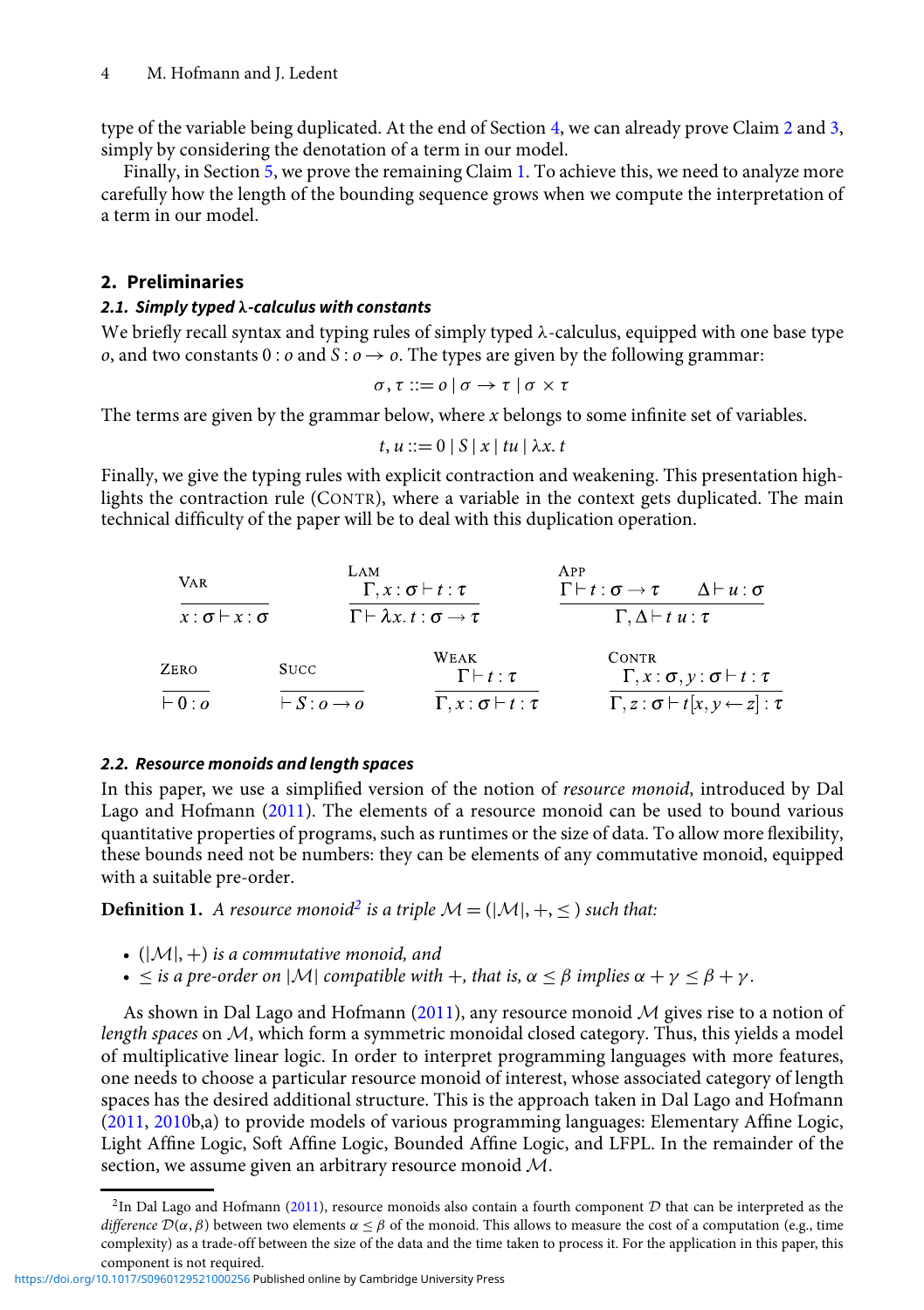type of the variable being duplicated. At the end of Section 4, we can already prove Claim 2 and 3, simply by considering the denotation of a term in our model.

Finally, in Section 5, we prove the remaining Claim 1. To achieve this, we need to analyze more carefully how the length of the bounding sequence grows when we compute the interpretation of a term in our model.

## 2. Preliminaries

### 2.1. Simply typed λ-calculus with constants

We briefly recall syntax and typing rules of simply typed λ-calculus, equipped with one base type $o$, and two constants $0 : o$ and $S : o \to o$. The types are given by the following grammar:

$$\sigma, \tau ::= o \mid \sigma \to \tau \mid \sigma \times \tau$$

The terms are given by the grammar below, where $x$ belongs to some infinite set of variables.

$$t, u ::= 0 \mid S \mid x \mid tu \mid \lambda x.\, t$$

Finally, we give the typing rules with explicit contraction and weakening. This presentation highlights the contraction rule (CONTR), where a variable in the context gets duplicated. The main technical difficulty of the paper will be to deal with this duplication operation.

$$\textsc{Var}\ \frac{}{x : \sigma \vdash x : \sigma} \qquad \textsc{Lam}\ \frac{\Gamma, x : \sigma \vdash t : \tau}{\Gamma \vdash \lambda x.\, t : \sigma \to \tau} \qquad \textsc{App}\ \frac{\Gamma \vdash t : \sigma \to \tau \qquad \Delta \vdash u : \sigma}{\Gamma, \Delta \vdash t\ u : \tau}$$

$$\textsc{Zero}\ \frac{}{\vdash 0 : o} \qquad \textsc{Succ}\ \frac{}{\vdash S : o \to o} \qquad \textsc{Weak}\ \frac{\Gamma \vdash t : \tau}{\Gamma, x : \sigma \vdash t : \tau} \qquad \textsc{Contr}\ \frac{\Gamma, x : \sigma, y : \sigma \vdash t : \tau}{\Gamma, z : \sigma \vdash t[x, y \leftarrow z] : \tau}$$

### 2.2. Resource monoids and length spaces

In this paper, we use a simplified version of the notion of *resource monoid*, introduced by Dal Lago and Hofmann (2011). The elements of a resource monoid can be used to bound various quantitative properties of programs, such as runtimes or the size of data. To allow more flexibility, these bounds need not be numbers: they can be elements of any commutative monoid, equipped with a suitable pre-order.

**Definition 1.** *A resource monoid*[2] *is a triple $\mathcal{M} = (|\mathcal{M}|, +, \leq)$ such that:*

- *$(|\mathcal{M}|, +)$ is a commutative monoid, and*
- *$\leq$ is a pre-order on $|\mathcal{M}|$ compatible with $+$, that is, $\alpha \leq \beta$ implies $\alpha + \gamma \leq \beta + \gamma$.*

As shown in Dal Lago and Hofmann (2011), any resource monoid $\mathcal{M}$ gives rise to a notion of *length spaces* on $\mathcal{M}$, which form a symmetric monoidal closed category. Thus, this yields a model of multiplicative linear logic. In order to interpret programming languages with more features, one needs to choose a particular resource monoid of interest, whose associated category of length spaces has the desired additional structure. This is the approach taken in Dal Lago and Hofmann (2011, 2010b,a) to provide models of various programming languages: Elementary Affine Logic, Light Affine Logic, Soft Affine Logic, Bounded Affine Logic, and LFPL. In the remainder of the section, we assume given an arbitrary resource monoid $\mathcal{M}$.

[2] In Dal Lago and Hofmann (2011), resource monoids also contain a fourth component $\mathcal{D}$ that can be interpreted as the *difference* $\mathcal{D}(\alpha, \beta)$ between two elements $\alpha \leq \beta$ of the monoid. This allows to measure the cost of a computation (e.g., time complexity) as a trade-off between the size of the data and the time taken to process it. For the application in this paper, this component is not required.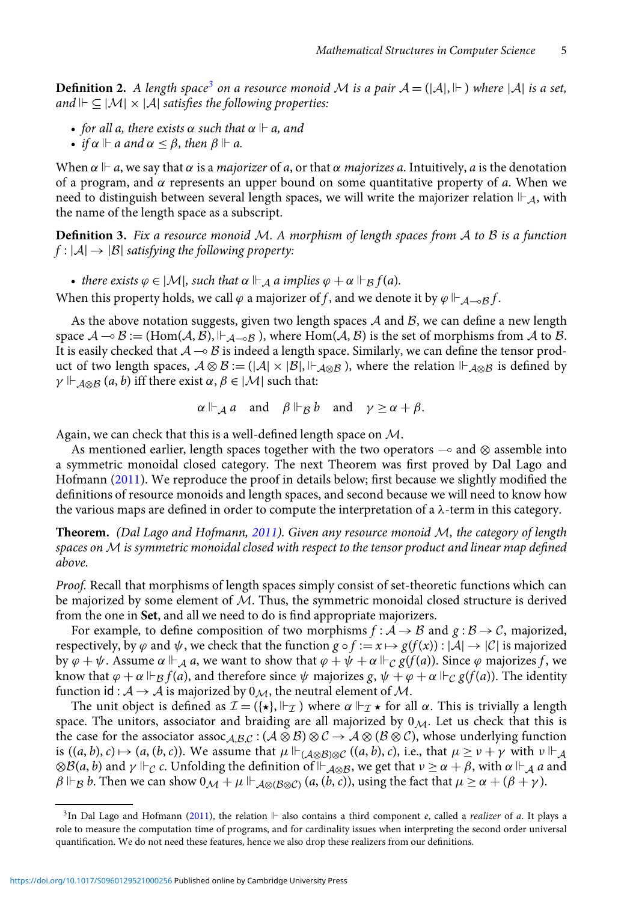**Definition 2.** *A length space*[3] *on a resource monoid $\mathcal{M}$ is a pair $\mathcal{A} = (|\mathcal{A}|, \Vdash)$ where $|\mathcal{A}|$ is a set, and $\Vdash \subseteq |\mathcal{M}| \times |\mathcal{A}|$ satisfies the following properties:*

- *for all $a$, there exists $\alpha$ such that $\alpha \Vdash a$, and*
- *if $\alpha \Vdash a$ and $\alpha \leq \beta$, then $\beta \Vdash a$.*

When $\alpha \Vdash a$, we say that $\alpha$ is a *majorizer* of $a$, or that $\alpha$ *majorizes* $a$. Intuitively, $a$ is the denotation of a program, and $\alpha$ represents an upper bound on some quantitative property of $a$. When we need to distinguish between several length spaces, we will write the majorizer relation $\Vdash_{\mathcal{A}}$, with the name of the length space as a subscript.

**Definition 3.** *Fix a resource monoid $\mathcal{M}$. A morphism of length spaces from $\mathcal{A}$ to $\mathcal{B}$ is a function $f : |\mathcal{A}| \to |\mathcal{B}|$ satisfying the following property:*

- *there exists $\varphi \in |\mathcal{M}|$, such that $\alpha \Vdash_{\mathcal{A}} a$ implies $\varphi + \alpha \Vdash_{\mathcal{B}} f(a)$.*

When this property holds, we call $\varphi$ a majorizer of $f$, and we denote it by $\varphi \Vdash_{\mathcal{A} \multimap \mathcal{B}} f$.

As the above notation suggests, given two length spaces $\mathcal{A}$ and $\mathcal{B}$, we can define a new length space $\mathcal{A} \multimap \mathcal{B} := (\mathrm{Hom}(\mathcal{A}, \mathcal{B}), \Vdash_{\mathcal{A} \multimap \mathcal{B}})$, where $\mathrm{Hom}(\mathcal{A}, \mathcal{B})$ is the set of morphisms from $\mathcal{A}$ to $\mathcal{B}$. It is easily checked that $\mathcal{A} \multimap \mathcal{B}$ is indeed a length space. Similarly, we can define the tensor product of two length spaces, $\mathcal{A} \otimes \mathcal{B} := (|\mathcal{A}| \times |\mathcal{B}|, \Vdash_{\mathcal{A} \otimes \mathcal{B}})$, where the relation $\Vdash_{\mathcal{A} \otimes \mathcal{B}}$ is defined by $\gamma \Vdash_{\mathcal{A} \otimes \mathcal{B}} (a, b)$ iff there exist $\alpha, \beta \in |\mathcal{M}|$ such that:

$$\alpha \Vdash_{\mathcal{A}} a \quad \text{and} \quad \beta \Vdash_{\mathcal{B}} b \quad \text{and} \quad \gamma \geq \alpha + \beta.$$

Again, we can check that this is a well-defined length space on $\mathcal{M}$.

As mentioned earlier, length spaces together with the two operators $\multimap$ and $\otimes$ assemble into a symmetric monoidal closed category. The next Theorem was first proved by Dal Lago and Hofmann (2011). We reproduce the proof in details below; first because we slightly modified the definitions of resource monoids and length spaces, and second because we will need to know how the various maps are defined in order to compute the interpretation of a λ-term in this category.

**Theorem.** *(Dal Lago and Hofmann, 2011). Given any resource monoid $\mathcal{M}$, the category of length spaces on $\mathcal{M}$ is symmetric monoidal closed with respect to the tensor product and linear map defined above.*

*Proof.* Recall that morphisms of length spaces simply consist of set-theoretic functions which can be majorized by some element of $\mathcal{M}$. Thus, the symmetric monoidal closed structure is derived from the one in **Set**, and all we need to do is find appropriate majorizers.

For example, to define composition of two morphisms $f : \mathcal{A} \to \mathcal{B}$ and $g : \mathcal{B} \to \mathcal{C}$, majorized, respectively, by $\varphi$ and $\psi$, we check that the function $g \circ f := x \mapsto g(f(x)) : |\mathcal{A}| \to |\mathcal{C}|$ is majorized by $\varphi + \psi$. Assume $\alpha \Vdash_{\mathcal{A}} a$, we want to show that $\varphi + \psi + \alpha \Vdash_{\mathcal{C}} g(f(a))$. Since $\varphi$ majorizes $f$, we know that $\varphi + \alpha \Vdash_{\mathcal{B}} f(a)$, and therefore since $\psi$ majorizes $g$, $\psi + \varphi + \alpha \Vdash_{\mathcal{C}} g(f(a))$. The identity function $\mathsf{id} : \mathcal{A} \to \mathcal{A}$ is majorized by $0_{\mathcal{M}}$, the neutral element of $\mathcal{M}$.

The unit object is defined as $\mathcal{I} = (\{\star\}, \Vdash_{\mathcal{I}})$ where $\alpha \Vdash_{\mathcal{I}} \star$ for all $\alpha$. This is trivially a length space. The unitors, associator and braiding are all majorized by $0_{\mathcal{M}}$. Let us check that this is the case for the associator $\mathrm{assoc}_{\mathcal{A},\mathcal{B},\mathcal{C}} : (\mathcal{A} \otimes \mathcal{B}) \otimes \mathcal{C} \to \mathcal{A} \otimes (\mathcal{B} \otimes \mathcal{C})$, whose underlying function is $((a, b), c) \mapsto (a, (b, c))$. We assume that $\mu \Vdash_{(\mathcal{A} \otimes \mathcal{B}) \otimes \mathcal{C}} ((a, b), c)$, i.e., that $\mu \geq \nu + \gamma$ with $\nu \Vdash_{\mathcal{A} \otimes \mathcal{B}} (a, b)$ and $\gamma \Vdash_{\mathcal{C}} c$. Unfolding the definition of $\Vdash_{\mathcal{A} \otimes \mathcal{B}}$, we get that $\nu \geq \alpha + \beta$, with $\alpha \Vdash_{\mathcal{A}} a$ and $\beta \Vdash_{\mathcal{B}} b$. Then we can show $0_{\mathcal{M}} + \mu \Vdash_{\mathcal{A} \otimes (\mathcal{B} \otimes \mathcal{C})} (a, (b, c))$, using the fact that $\mu \geq \alpha + (\beta + \gamma)$.

[3] In Dal Lago and Hofmann (2011), the relation $\Vdash$ also contains a third component $e$, called a *realizer* of $a$. It plays a role to measure the computation time of programs, and for cardinality issues when interpreting the second order universal quantification. We do not need these features, hence we also drop these realizers from our definitions.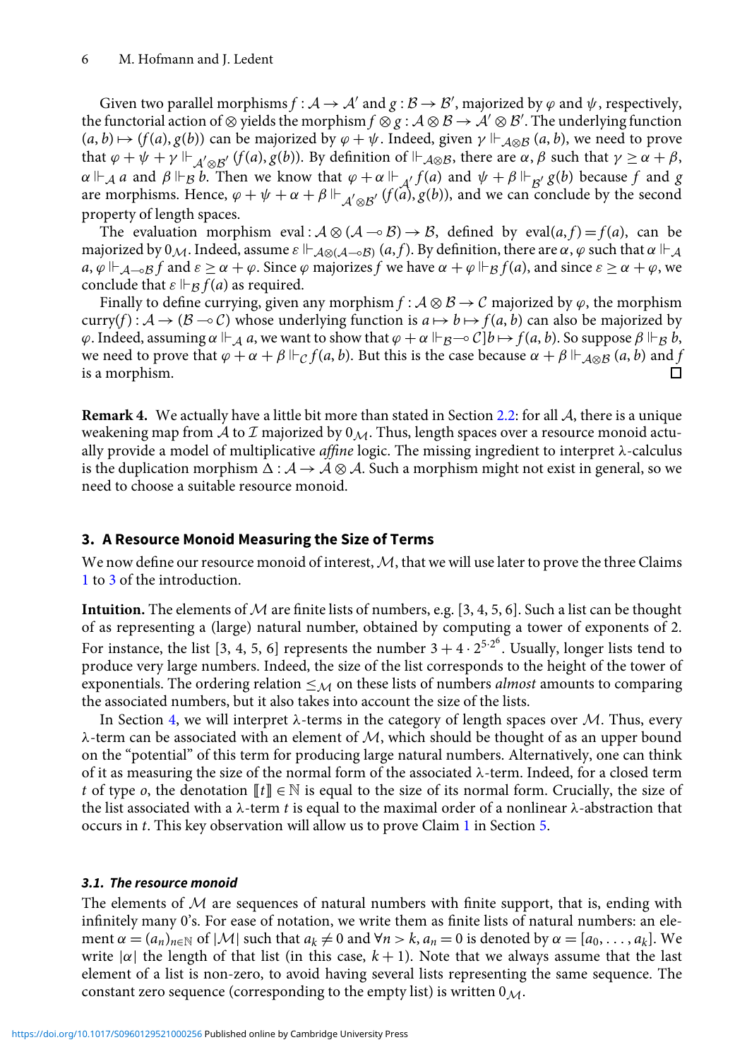Given two parallel morphisms $f : \mathcal{A} \to \mathcal{A}'$ and $g : \mathcal{B} \to \mathcal{B}'$, majorized by $\varphi$ and $\psi$, respectively, the functorial action of $\otimes$ yields the morphism $f \otimes g : \mathcal{A} \otimes \mathcal{B} \to \mathcal{A}' \otimes \mathcal{B}'$. The underlying function $(a, b) \mapsto (f(a), g(b))$ can be majorized by $\varphi + \psi$. Indeed, given $\gamma \Vdash_{\mathcal{A}\otimes\mathcal{B}} (a, b)$, we need to prove that $\varphi + \psi + \gamma \Vdash_{\mathcal{A}'\otimes\mathcal{B}'} (f(a), g(b))$. By definition of $\Vdash_{\mathcal{A}\otimes\mathcal{B}}$, there are $\alpha, \beta$ such that $\gamma \geq \alpha + \beta$, $\alpha \Vdash_{\mathcal{A}} a$ and $\beta \Vdash_{\mathcal{B}} b$. Then we know that $\varphi + \alpha \Vdash_{\mathcal{A}'} f(a)$ and $\psi + \beta \Vdash_{\mathcal{B}'} g(b)$ because $f$ and $g$ are morphisms. Hence, $\varphi + \psi + \alpha + \beta \Vdash_{\mathcal{A}'\otimes\mathcal{B}'} (f(a), g(b))$, and we can conclude by the second property of length spaces.

The evaluation morphism $\mathrm{eval} : \mathcal{A} \otimes (\mathcal{A} \multimap \mathcal{B}) \to \mathcal{B}$, defined by $\mathrm{eval}(a, f) = f(a)$, can be majorized by $0_{\mathcal{M}}$. Indeed, assume $\varepsilon \Vdash_{\mathcal{A}\otimes(\mathcal{A}\multimap\mathcal{B})} (a, f)$. By definition, there are $\alpha, \varphi$ such that $\alpha \Vdash_{\mathcal{A}} a$, $\varphi \Vdash_{\mathcal{A}\multimap\mathcal{B}} f$ and $\varepsilon \geq \alpha + \varphi$. Since $\varphi$ majorizes $f$ we have $\alpha + \varphi \Vdash_{\mathcal{B}} f(a)$, and since $\varepsilon \geq \alpha + \varphi$, we conclude that $\varepsilon \Vdash_{\mathcal{B}} f(a)$ as required.

Finally to define currying, given any morphism $f : \mathcal{A} \otimes \mathcal{B} \to \mathcal{C}$ majorized by $\varphi$, the morphism $\mathrm{curry}(f) : \mathcal{A} \to (\mathcal{B} \multimap \mathcal{C})$ whose underlying function is $a \mapsto b \mapsto f(a, b)$ can also be majorized by $\varphi$. Indeed, assuming $\alpha \Vdash_{\mathcal{A}} a$, we want to show that $\varphi + \alpha \Vdash_{\mathcal{B}\multimap\mathcal{C}]} b \mapsto f(a, b)$. So suppose $\beta \Vdash_{\mathcal{B}} b$, we need to prove that $\varphi + \alpha + \beta \Vdash_{\mathcal{C}} f(a, b)$. But this is the case because $\alpha + \beta \Vdash_{\mathcal{A}\otimes\mathcal{B}} (a, b)$ and $f$ is a morphism. □

**Remark 4.** We actually have a little bit more than stated in Section 2.2: for all $\mathcal{A}$, there is a unique weakening map from $\mathcal{A}$ to $\mathcal{I}$ majorized by $0_{\mathcal{M}}$. Thus, length spaces over a resource monoid actually provide a model of multiplicative *affine* logic. The missing ingredient to interpret λ-calculus is the duplication morphism $\Delta : \mathcal{A} \to \mathcal{A} \otimes \mathcal{A}$. Such a morphism might not exist in general, so we need to choose a suitable resource monoid.

## 3. A Resource Monoid Measuring the Size of Terms

We now define our resource monoid of interest, $\mathcal{M}$, that we will use later to prove the three Claims 1 to 3 of the introduction.

**Intuition.** The elements of $\mathcal{M}$ are finite lists of numbers, e.g. [3, 4, 5, 6]. Such a list can be thought of as representing a (large) natural number, obtained by computing a tower of exponents of 2. For instance, the list [3, 4, 5, 6] represents the number $3 + 4 \cdot 2^{5 \cdot 2^6}$. Usually, longer lists tend to produce very large numbers. Indeed, the size of the list corresponds to the height of the tower of exponentials. The ordering relation $\leq_{\mathcal{M}}$ on these lists of numbers *almost* amounts to comparing the associated numbers, but it also takes into account the size of the lists.

In Section 4, we will interpret λ-terms in the category of length spaces over $\mathcal{M}$. Thus, every λ-term can be associated with an element of $\mathcal{M}$, which should be thought of as an upper bound on the "potential" of this term for producing large natural numbers. Alternatively, one can think of it as measuring the size of the normal form of the associated λ-term. Indeed, for a closed term $t$ of type $o$, the denotation $[\![t]\!] \in \mathbb{N}$ is equal to the size of its normal form. Crucially, the size of the list associated with a λ-term $t$ is equal to the maximal order of a nonlinear λ-abstraction that occurs in $t$. This key observation will allow us to prove Claim 1 in Section 5.

### 3.1. The resource monoid

The elements of $\mathcal{M}$ are sequences of natural numbers with finite support, that is, ending with infinitely many 0's. For ease of notation, we write them as finite lists of natural numbers: an element $\alpha = (a_n)_{n\in\mathbb{N}}$ of $|\mathcal{M}|$ such that $a_k \neq 0$ and $\forall n > k, a_n = 0$ is denoted by $\alpha = [a_0, \ldots, a_k]$. We write $|\alpha|$ the length of that list (in this case, $k + 1$). Note that we always assume that the last element of a list is non-zero, to avoid having several lists representing the same sequence. The constant zero sequence (corresponding to the empty list) is written $0_{\mathcal{M}}$.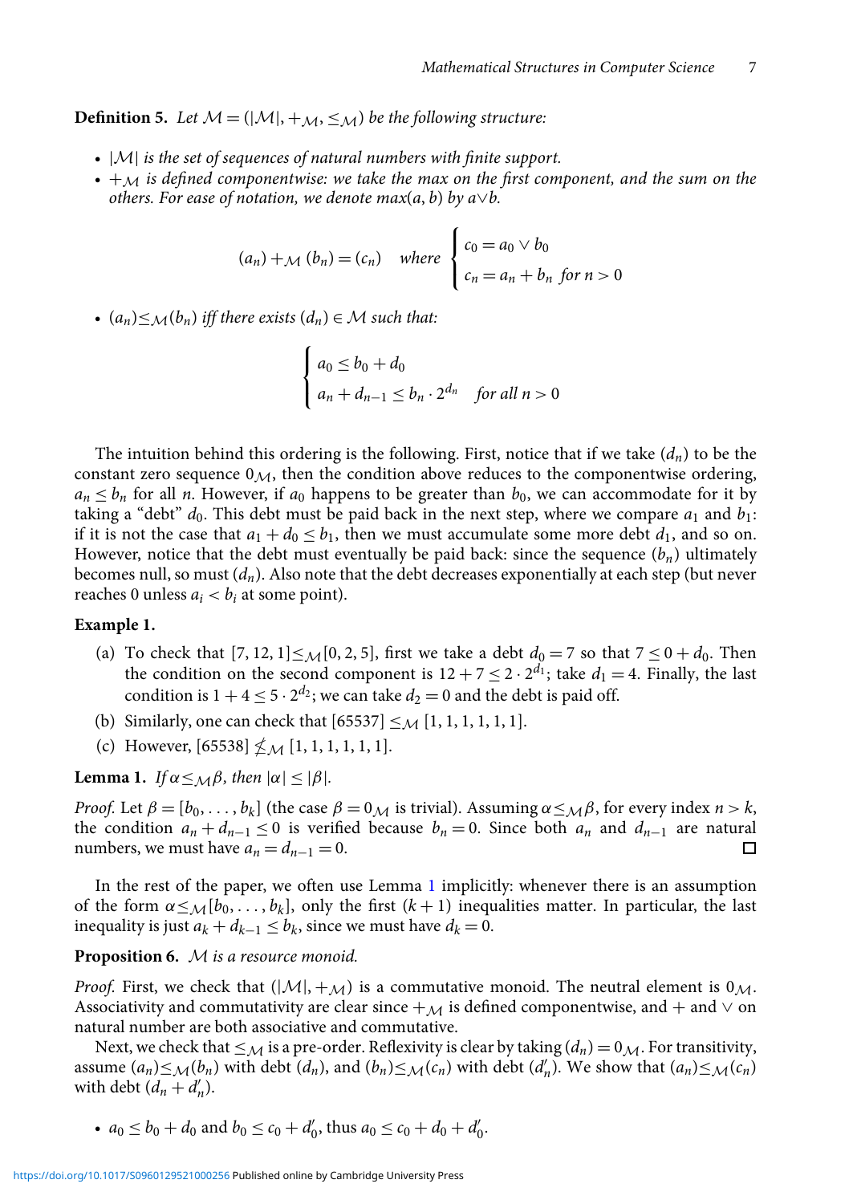**Definition 5.** *Let $\mathcal{M} = (|\mathcal{M}|, +_{\mathcal{M}}, \leq_{\mathcal{M}})$ be the following structure:*

- *$|\mathcal{M}|$ is the set of sequences of natural numbers with finite support.*
- *$+_{\mathcal{M}}$ is defined componentwise: we take the max on the first component, and the sum on the others. For ease of notation, we denote max$(a, b)$ by $a \vee b$.*

$$(a_n) +_{\mathcal{M}} (b_n) = (c_n) \quad \text{where} \quad \begin{cases} c_0 = a_0 \vee b_0 \\ c_n = a_n + b_n \ \text{for } n > 0 \end{cases}$$

- *$(a_n) \leq_{\mathcal{M}} (b_n)$ iff there exists $(d_n) \in \mathcal{M}$ such that:*

$$\begin{cases} a_0 \leq b_0 + d_0 \\ a_n + d_{n-1} \leq b_n \cdot 2^{d_n} \quad \text{for all } n > 0 \end{cases}$$

The intuition behind this ordering is the following. First, notice that if we take $(d_n)$ to be the constant zero sequence $0_{\mathcal{M}}$, then the condition above reduces to the componentwise ordering, $a_n \leq b_n$ for all $n$. However, if $a_0$ happens to be greater than $b_0$, we can accommodate for it by taking a "debt" $d_0$. This debt must be paid back in the next step, where we compare $a_1$ and $b_1$: if it is not the case that $a_1 + d_0 \leq b_1$, then we must accumulate some more debt $d_1$, and so on. However, notice that the debt must eventually be paid back: since the sequence $(b_n)$ ultimately becomes null, so must $(d_n)$. Also note that the debt decreases exponentially at each step (but never reaches 0 unless $a_i < b_i$ at some point).

**Example 1.**

(a) To check that $[7, 12, 1] \leq_{\mathcal{M}} [0, 2, 5]$, first we take a debt $d_0 = 7$ so that $7 \leq 0 + d_0$. Then the condition on the second component is $12 + 7 \leq 2 \cdot 2^{d_1}$; take $d_1 = 4$. Finally, the last condition is $1 + 4 \leq 5 \cdot 2^{d_2}$; we can take $d_2 = 0$ and the debt is paid off.

(b) Similarly, one can check that $[65537] \leq_{\mathcal{M}} [1, 1, 1, 1, 1, 1]$.

(c) However, $[65538] \not\leq_{\mathcal{M}} [1, 1, 1, 1, 1, 1]$.

**Lemma 1.** *If $\alpha \leq_{\mathcal{M}} \beta$, then $|\alpha| \leq |\beta|$.*

*Proof.* Let $\beta = [b_0, \ldots, b_k]$ (the case $\beta = 0_{\mathcal{M}}$ is trivial). Assuming $\alpha \leq_{\mathcal{M}} \beta$, for every index $n > k$, the condition $a_n + d_{n-1} \leq 0$ is verified because $b_n = 0$. Since both $a_n$ and $d_{n-1}$ are natural numbers, we must have $a_n = d_{n-1} = 0$. □

In the rest of the paper, we often use Lemma 1 implicitly: whenever there is an assumption of the form $\alpha \leq_{\mathcal{M}} [b_0, \ldots, b_k]$, only the first $(k+1)$ inequalities matter. In particular, the last inequality is just $a_k + d_{k-1} \leq b_k$, since we must have $d_k = 0$.

**Proposition 6.** *$\mathcal{M}$ is a resource monoid.*

*Proof.* First, we check that $(|\mathcal{M}|, +_{\mathcal{M}})$ is a commutative monoid. The neutral element is $0_{\mathcal{M}}$. Associativity and commutativity are clear since $+_{\mathcal{M}}$ is defined componentwise, and $+$ and $\vee$ on natural number are both associative and commutative.

Next, we check that $\leq_{\mathcal{M}}$ is a pre-order. Reflexivity is clear by taking $(d_n) = 0_{\mathcal{M}}$. For transitivity, assume $(a_n) \leq_{\mathcal{M}} (b_n)$ with debt $(d_n)$, and $(b_n) \leq_{\mathcal{M}} (c_n)$ with debt $(d'_n)$. We show that $(a_n) \leq_{\mathcal{M}} (c_n)$ with debt $(d_n + d'_n)$.

- $a_0 \leq b_0 + d_0$ and $b_0 \leq c_0 + d'_0$, thus $a_0 \leq c_0 + d_0 + d'_0$.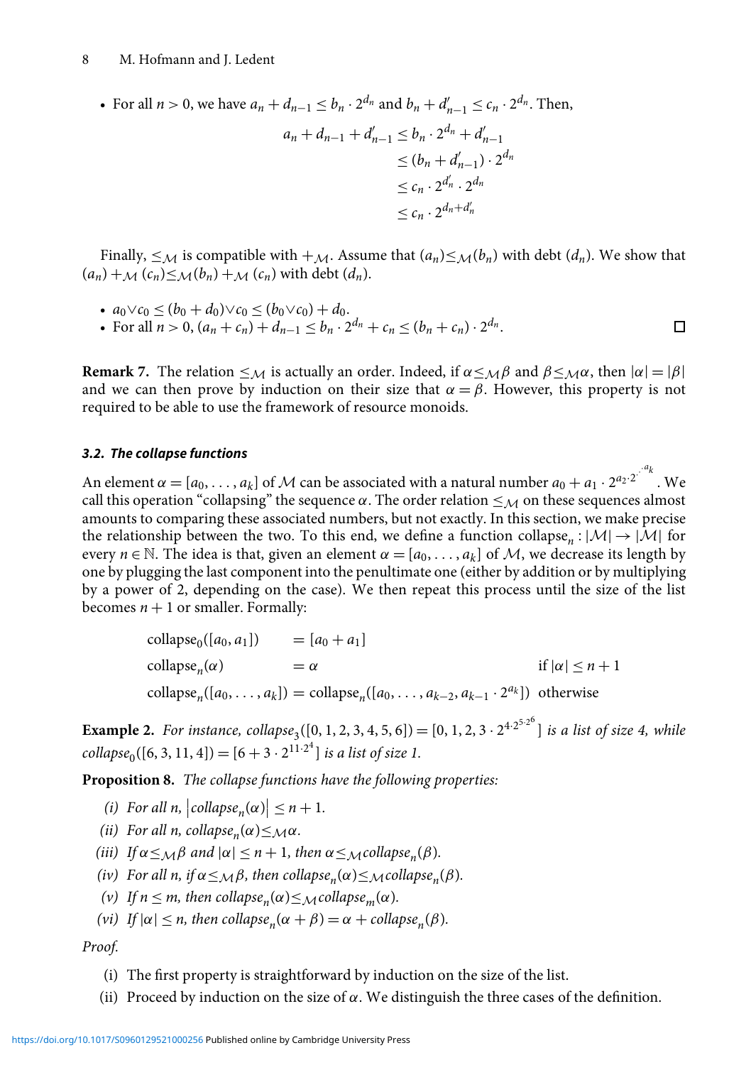- For all $n > 0$, we have $a_n + d_{n-1} \leq b_n \cdot 2^{d_n}$ and $b_n + d'_{n-1} \leq c_n \cdot 2^{d_n}$. Then,

$$
\begin{aligned}
a_n + d_{n-1} + d'_{n-1} &\leq b_n \cdot 2^{d_n} + d'_{n-1} \\
&\leq (b_n + d'_{n-1}) \cdot 2^{d_n} \\
&\leq c_n \cdot 2^{d'_n} \cdot 2^{d_n} \\
&\leq c_n \cdot 2^{d_n + d'_n}
\end{aligned}
$$

Finally, $\leq_{\mathcal{M}}$ is compatible with $+_{\mathcal{M}}$. Assume that $(a_n) \leq_{\mathcal{M}} (b_n)$ with debt $(d_n)$. We show that $(a_n) +_{\mathcal{M}} (c_n) \leq_{\mathcal{M}} (b_n) +_{\mathcal{M}} (c_n)$ with debt $(d_n)$.

- $a_0 \vee c_0 \leq (b_0 + d_0) \vee c_0 \leq (b_0 \vee c_0) + d_0$.
- For all $n > 0$, $(a_n + c_n) + d_{n-1} \leq b_n \cdot 2^{d_n} + c_n \leq (b_n + c_n) \cdot 2^{d_n}$. □

**Remark 7.** The relation $\leq_{\mathcal{M}}$ is actually an order. Indeed, if $\alpha \leq_{\mathcal{M}} \beta$ and $\beta \leq_{\mathcal{M}} \alpha$, then $|\alpha| = |\beta|$ and we can then prove by induction on their size that $\alpha = \beta$. However, this property is not required to be able to use the framework of resource monoids.

### 3.2. The collapse functions

An element $\alpha = [a_0, \ldots, a_k]$ of $\mathcal{M}$ can be associated with a natural number $a_0 + a_1 \cdot 2^{a_2 \cdot 2^{\cdot^{\cdot^{a_k}}}}$. We call this operation "collapsing" the sequence $\alpha$. The order relation $\leq_{\mathcal{M}}$ on these sequences almost amounts to comparing these associated numbers, but not exactly. In this section, we make precise the relationship between the two. To this end, we define a function $\text{collapse}_n : |\mathcal{M}| \to |\mathcal{M}|$ for every $n \in \mathbb{N}$. The idea is that, given an element $\alpha = [a_0, \ldots, a_k]$ of $\mathcal{M}$, we decrease its length by one by plugging the last component into the penultimate one (either by addition or by multiplying by a power of 2, depending on the case). We then repeat this process until the size of the list becomes $n + 1$ or smaller. Formally:

$$
\begin{aligned}
&\text{collapse}_0([a_0, a_1]) &&= [a_0 + a_1] && \\
&\text{collapse}_n(\alpha) &&= \alpha && \text{if } |\alpha| \leq n + 1 \\
&\text{collapse}_n([a_0, \ldots, a_k]) &&= \text{collapse}_n([a_0, \ldots, a_{k-2}, a_{k-1} \cdot 2^{a_k}]) && \text{otherwise}
\end{aligned}
$$

**Example 2.** *For instance, $\text{collapse}_3([0, 1, 2, 3, 4, 5, 6]) = [0, 1, 2, 3 \cdot 2^{4 \cdot 2^{5 \cdot 2^6}}]$ is a list of size 4, while $\text{collapse}_0([6, 3, 11, 4]) = [6 + 3 \cdot 2^{11 \cdot 2^4}]$ is a list of size 1.*

**Proposition 8.** *The collapse functions have the following properties:*

(i) *For all $n$, $\left|\text{collapse}_n(\alpha)\right| \leq n + 1$.*
(ii) *For all $n$, $\text{collapse}_n(\alpha) \leq_{\mathcal{M}} \alpha$.*
(iii) *If $\alpha \leq_{\mathcal{M}} \beta$ and $|\alpha| \leq n + 1$, then $\alpha \leq_{\mathcal{M}} \text{collapse}_n(\beta)$.*
(iv) *For all $n$, if $\alpha \leq_{\mathcal{M}} \beta$, then $\text{collapse}_n(\alpha) \leq_{\mathcal{M}} \text{collapse}_n(\beta)$.*
(v) *If $n \leq m$, then $\text{collapse}_n(\alpha) \leq_{\mathcal{M}} \text{collapse}_m(\alpha)$.*
(vi) *If $|\alpha| \leq n$, then $\text{collapse}_n(\alpha + \beta) = \alpha + \text{collapse}_n(\beta)$.*

*Proof.*

(i) The first property is straightforward by induction on the size of the list.
(ii) Proceed by induction on the size of $\alpha$. We distinguish the three cases of the definition.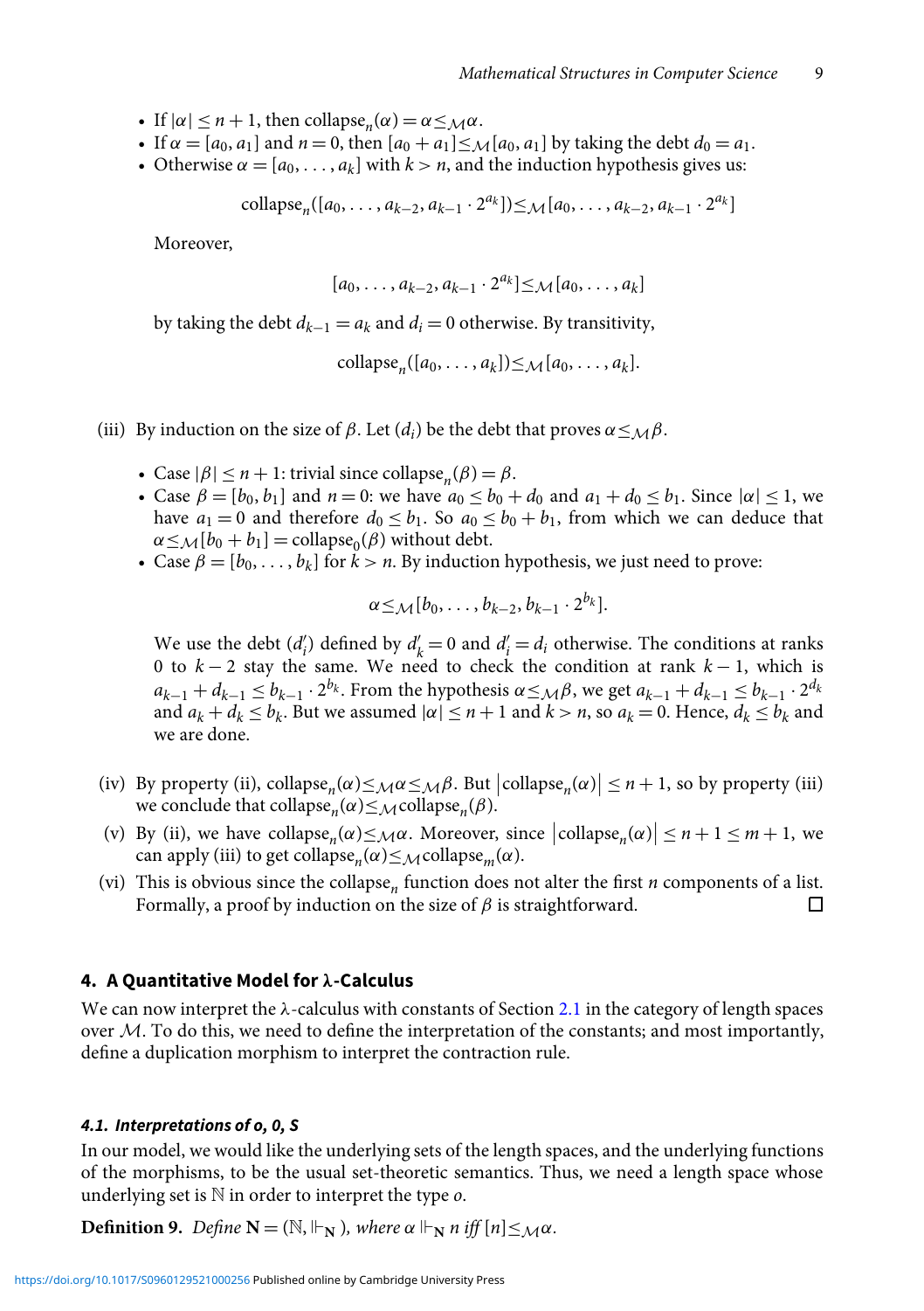- If $|\alpha| \leq n+1$, then $\text{collapse}_n(\alpha) = \alpha \leq_{\mathcal{M}} \alpha$.
- If $\alpha = [a_0, a_1]$ and $n = 0$, then $[a_0 + a_1] \leq_{\mathcal{M}} [a_0, a_1]$ by taking the debt $d_0 = a_1$.
- Otherwise $\alpha = [a_0, \ldots, a_k]$ with $k > n$, and the induction hypothesis gives us:

$$\text{collapse}_n([a_0, \ldots, a_{k-2}, a_{k-1} \cdot 2^{a_k}]) \leq_{\mathcal{M}} [a_0, \ldots, a_{k-2}, a_{k-1} \cdot 2^{a_k}]$$

  Moreover,

$$[a_0, \ldots, a_{k-2}, a_{k-1} \cdot 2^{a_k}] \leq_{\mathcal{M}} [a_0, \ldots, a_k]$$

  by taking the debt $d_{k-1} = a_k$ and $d_i = 0$ otherwise. By transitivity,

$$\text{collapse}_n([a_0, \ldots, a_k]) \leq_{\mathcal{M}} [a_0, \ldots, a_k].$$

(iii) By induction on the size of $\beta$. Let $(d_i)$ be the debt that proves $\alpha \leq_{\mathcal{M}} \beta$.

- Case $|\beta| \leq n+1$: trivial since $\text{collapse}_n(\beta) = \beta$.
- Case $\beta = [b_0, b_1]$ and $n = 0$: we have $a_0 \leq b_0 + d_0$ and $a_1 + d_0 \leq b_1$. Since $|\alpha| \leq 1$, we have $a_1 = 0$ and therefore $d_0 \leq b_1$. So $a_0 \leq b_0 + b_1$, from which we can deduce that $\alpha \leq_{\mathcal{M}} [b_0 + b_1] = \text{collapse}_0(\beta)$ without debt.
- Case $\beta = [b_0, \ldots, b_k]$ for $k > n$. By induction hypothesis, we just need to prove:

$$\alpha \leq_{\mathcal{M}} [b_0, \ldots, b_{k-2}, b_{k-1} \cdot 2^{b_k}].$$

  We use the debt $(d'_i)$ defined by $d'_k = 0$ and $d'_i = d_i$ otherwise. The conditions at ranks 0 to $k-2$ stay the same. We need to check the condition at rank $k-1$, which is $a_{k-1} + d_{k-1} \leq b_{k-1} \cdot 2^{b_k}$. From the hypothesis $\alpha \leq_{\mathcal{M}} \beta$, we get $a_{k-1} + d_{k-1} \leq b_{k-1} \cdot 2^{d_k}$ and $a_k + d_k \leq b_k$. But we assumed $|\alpha| \leq n+1$ and $k > n$, so $a_k = 0$. Hence, $d_k \leq b_k$ and we are done.

(iv) By property (ii), $\text{collapse}_n(\alpha) \leq_{\mathcal{M}} \alpha \leq_{\mathcal{M}} \beta$. But $\left|\text{collapse}_n(\alpha)\right| \leq n+1$, so by property (iii) we conclude that $\text{collapse}_n(\alpha) \leq_{\mathcal{M}} \text{collapse}_n(\beta)$.

(v) By (ii), we have $\text{collapse}_n(\alpha) \leq_{\mathcal{M}} \alpha$. Moreover, since $\left|\text{collapse}_n(\alpha)\right| \leq n+1 \leq m+1$, we can apply (iii) to get $\text{collapse}_n(\alpha) \leq_{\mathcal{M}} \text{collapse}_m(\alpha)$.

(vi) This is obvious since the $\text{collapse}_n$ function does not alter the first $n$ components of a list. Formally, a proof by induction on the size of $\beta$ is straightforward. □

## 4. A Quantitative Model for λ-Calculus

We can now interpret the λ-calculus with constants of Section 2.1 in the category of length spaces over $\mathcal{M}$. To do this, we need to define the interpretation of the constants; and most importantly, define a duplication morphism to interpret the contraction rule.

### 4.1. Interpretations of *o*, *0*, *S*

In our model, we would like the underlying sets of the length spaces, and the underlying functions of the morphisms, to be the usual set-theoretic semantics. Thus, we need a length space whose underlying set is $\mathbb{N}$ in order to interpret the type $o$.

**Definition 9.** *Define* $\mathbf{N} = (\mathbb{N}, \Vdash_{\mathbf{N}})$*, where* $\alpha \Vdash_{\mathbf{N}} n$ *iff* $[n] \leq_{\mathcal{M}} \alpha$.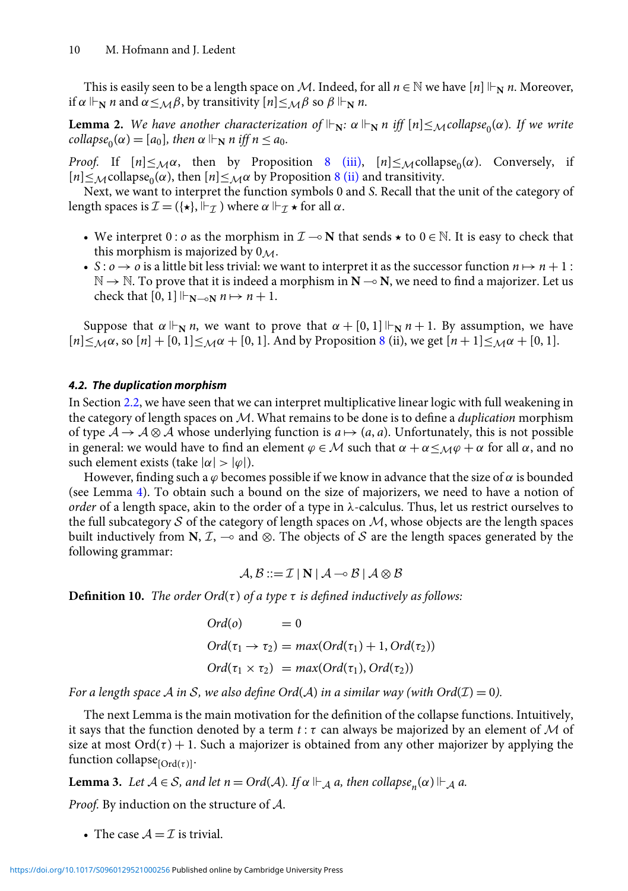This is easily seen to be a length space on $\mathcal{M}$. Indeed, for all $n \in \mathbb{N}$ we have $[n] \Vdash_{\mathbf{N}} n$. Moreover, if $\alpha \Vdash_{\mathbf{N}} n$ and $\alpha \leq_{\mathcal{M}} \beta$, by transitivity $[n] \leq_{\mathcal{M}} \beta$ so $\beta \Vdash_{\mathbf{N}} n$.

**Lemma 2.** *We have another characterization of* $\Vdash_{\mathbf{N}}$*:* $\alpha \Vdash_{\mathbf{N}} n$ *iff* $[n] \leq_{\mathcal{M}} collapse_0(\alpha)$*. If we write* $collapse_0(\alpha) = [a_0]$*, then* $\alpha \Vdash_{\mathbf{N}} n$ *iff* $n \leq a_0$*.*

*Proof.* If $[n] \leq_{\mathcal{M}} \alpha$, then by Proposition 8 (iii), $[n] \leq_{\mathcal{M}} \text{collapse}_0(\alpha)$. Conversely, if $[n] \leq_{\mathcal{M}} \text{collapse}_0(\alpha)$, then $[n] \leq_{\mathcal{M}} \alpha$ by Proposition 8 (ii) and transitivity.

Next, we want to interpret the function symbols 0 and $S$. Recall that the unit of the category of length spaces is $\mathcal{I} = (\{\star\}, \Vdash_{\mathcal{I}})$ where $\alpha \Vdash_{\mathcal{I}} \star$ for all $\alpha$.

- We interpret $0 : o$ as the morphism in $\mathcal{I} \multimap \mathbf{N}$ that sends $\star$ to $0 \in \mathbb{N}$. It is easy to check that this morphism is majorized by $0_{\mathcal{M}}$.
- $S : o \to o$ is a little bit less trivial: we want to interpret it as the successor function $n \mapsto n+1 : \mathbb{N} \to \mathbb{N}$. To prove that it is indeed a morphism in $\mathbf{N} \multimap \mathbf{N}$, we need to find a majorizer. Let us check that $[0, 1] \Vdash_{\mathbf{N} \multimap \mathbf{N}} n \mapsto n+1$.

Suppose that $\alpha \Vdash_{\mathbf{N}} n$, we want to prove that $\alpha + [0, 1] \Vdash_{\mathbf{N}} n+1$. By assumption, we have $[n] \leq_{\mathcal{M}} \alpha$, so $[n] + [0, 1] \leq_{\mathcal{M}} \alpha + [0, 1]$. And by Proposition 8 (ii), we get $[n+1] \leq_{\mathcal{M}} \alpha + [0, 1]$.

### 4.2. The duplication morphism

In Section 2.2, we have seen that we can interpret multiplicative linear logic with full weakening in the category of length spaces on $\mathcal{M}$. What remains to be done is to define a *duplication* morphism of type $\mathcal{A} \to \mathcal{A} \otimes \mathcal{A}$ whose underlying function is $a \mapsto (a, a)$. Unfortunately, this is not possible in general: we would have to find an element $\varphi \in \mathcal{M}$ such that $\alpha + \alpha \leq_{\mathcal{M}} \varphi + \alpha$ for all $\alpha$, and no such element exists (take $|\alpha| > |\varphi|$).

However, finding such a $\varphi$ becomes possible if we know in advance that the size of $\alpha$ is bounded (see Lemma 4). To obtain such a bound on the size of majorizers, we need to have a notion of *order* of a length space, akin to the order of a type in λ-calculus. Thus, let us restrict ourselves to the full subcategory $\mathcal{S}$ of the category of length spaces on $\mathcal{M}$, whose objects are the length spaces built inductively from $\mathbf{N}$, $\mathcal{I}$, $\multimap$ and $\otimes$. The objects of $\mathcal{S}$ are the length spaces generated by the following grammar:

$$\mathcal{A}, \mathcal{B} ::= \mathcal{I} \mid \mathbf{N} \mid \mathcal{A} \multimap \mathcal{B} \mid \mathcal{A} \otimes \mathcal{B}$$

**Definition 10.** *The order* $Ord(\tau)$ *of a type* $\tau$ *is defined inductively as follows:*

$$\begin{aligned}
Ord(o) &= 0 \\
Ord(\tau_1 \to \tau_2) &= max(Ord(\tau_1) + 1, Ord(\tau_2)) \\
Ord(\tau_1 \times \tau_2) &= max(Ord(\tau_1), Ord(\tau_2))
\end{aligned}$$

*For a length space* $\mathcal{A}$ *in* $\mathcal{S}$*, we also define* $Ord(\mathcal{A})$ *in a similar way (with* $Ord(\mathcal{I}) = 0$*).*

The next Lemma is the main motivation for the definition of the collapse functions. Intuitively, it says that the function denoted by a term $t : \tau$ can always be majorized by an element of $\mathcal{M}$ of size at most $\text{Ord}(\tau) + 1$. Such a majorizer is obtained from any other majorizer by applying the function $\text{collapse}_{[\text{Ord}(\tau)]}$.

**Lemma 3.** *Let* $\mathcal{A} \in \mathcal{S}$*, and let* $n = Ord(\mathcal{A})$*. If* $\alpha \Vdash_{\mathcal{A}} a$*, then* $collapse_n(\alpha) \Vdash_{\mathcal{A}} a$*.*

*Proof.* By induction on the structure of $\mathcal{A}$.

- The case $\mathcal{A} = \mathcal{I}$ is trivial.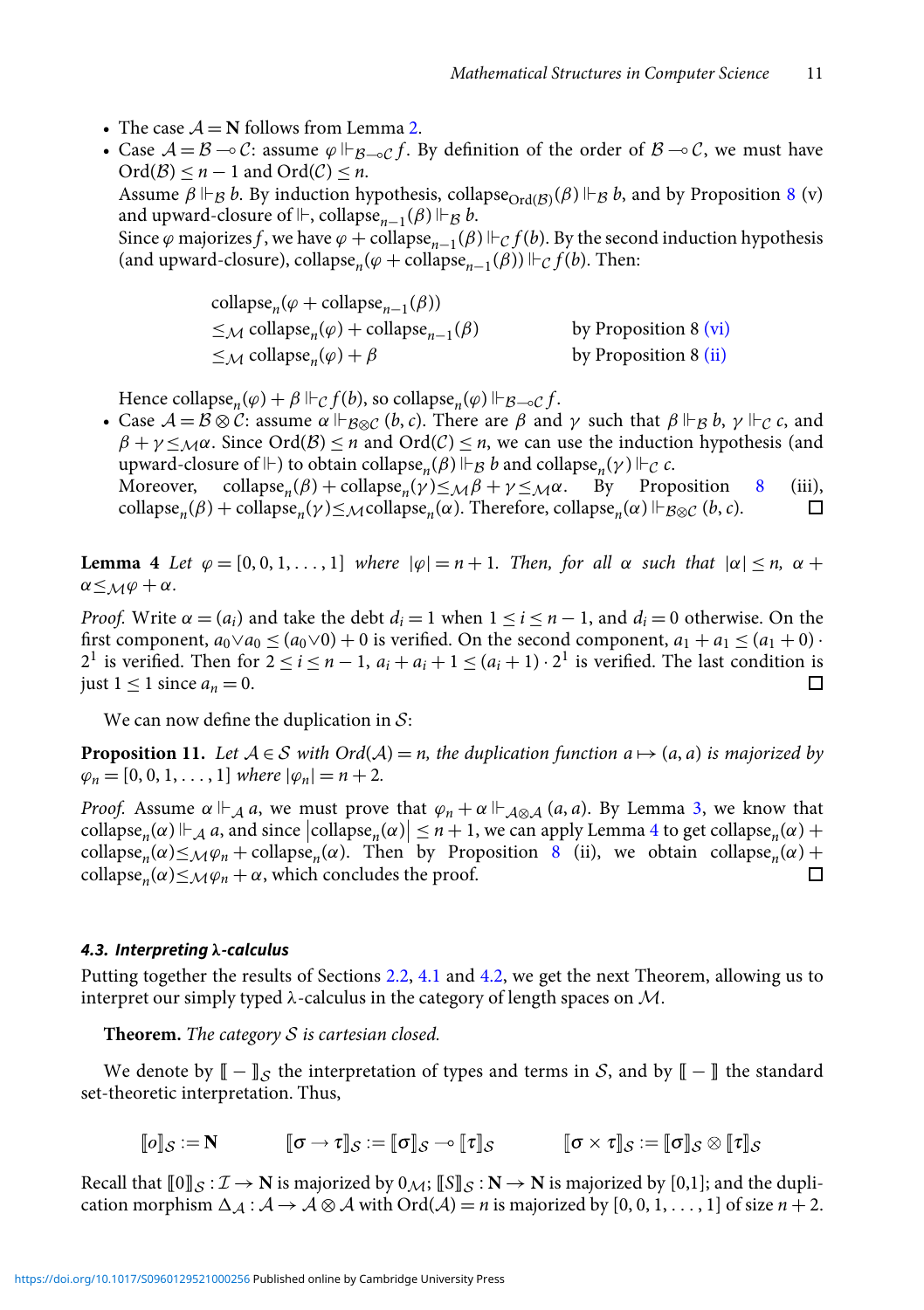- The case $\mathcal{A} = \mathbf{N}$ follows from Lemma 2.
- Case $\mathcal{A} = \mathcal{B} \multimap \mathcal{C}$: assume $\varphi \Vdash_{\mathcal{B} \multimap \mathcal{C}} f$. By definition of the order of $\mathcal{B} \multimap \mathcal{C}$, we must have $\mathrm{Ord}(\mathcal{B}) \leq n-1$ and $\mathrm{Ord}(\mathcal{C}) \leq n$.
  Assume $\beta \Vdash_{\mathcal{B}} b$. By induction hypothesis, $\mathrm{collapse}_{\mathrm{Ord}(\mathcal{B})}(\beta) \Vdash_{\mathcal{B}} b$, and by Proposition 8 (v) and upward-closure of $\Vdash$, $\mathrm{collapse}_{n-1}(\beta) \Vdash_{\mathcal{B}} b$.
  Since $\varphi$ majorizes $f$, we have $\varphi + \mathrm{collapse}_{n-1}(\beta) \Vdash_{\mathcal{C}} f(b)$. By the second induction hypothesis (and upward-closure), $\mathrm{collapse}_n(\varphi + \mathrm{collapse}_{n-1}(\beta)) \Vdash_{\mathcal{C}} f(b)$. Then:

$$
\begin{aligned}
&\mathrm{collapse}_n(\varphi + \mathrm{collapse}_{n-1}(\beta)) && \\
&\leq_{\mathcal{M}} \mathrm{collapse}_n(\varphi) + \mathrm{collapse}_{n-1}(\beta) && \text{by Proposition 8 (vi)}\\
&\leq_{\mathcal{M}} \mathrm{collapse}_n(\varphi) + \beta && \text{by Proposition 8 (ii)}
\end{aligned}
$$

  Hence $\mathrm{collapse}_n(\varphi) + \beta \Vdash_{\mathcal{C}} f(b)$, so $\mathrm{collapse}_n(\varphi) \Vdash_{\mathcal{B} \multimap \mathcal{C}} f$.
- Case $\mathcal{A} = \mathcal{B} \otimes \mathcal{C}$: assume $\alpha \Vdash_{\mathcal{B} \otimes \mathcal{C}} (b, c)$. There are $\beta$ and $\gamma$ such that $\beta \Vdash_{\mathcal{B}} b$, $\gamma \Vdash_{\mathcal{C}} c$, and $\beta + \gamma \leq_{\mathcal{M}} \alpha$. Since $\mathrm{Ord}(\mathcal{B}) \leq n$ and $\mathrm{Ord}(\mathcal{C}) \leq n$, we can use the induction hypothesis (and upward-closure of $\Vdash$) to obtain $\mathrm{collapse}_n(\beta) \Vdash_{\mathcal{B}} b$ and $\mathrm{collapse}_n(\gamma) \Vdash_{\mathcal{C}} c$.
  Moreover, $\mathrm{collapse}_n(\beta) + \mathrm{collapse}_n(\gamma) \leq_{\mathcal{M}} \beta + \gamma \leq_{\mathcal{M}} \alpha$. By Proposition 8 (iii), $\mathrm{collapse}_n(\beta) + \mathrm{collapse}_n(\gamma) \leq_{\mathcal{M}} \mathrm{collapse}_n(\alpha)$. Therefore, $\mathrm{collapse}_n(\alpha) \Vdash_{\mathcal{B} \otimes \mathcal{C}} (b, c)$. □

**Lemma 4** *Let $\varphi = [0, 0, 1, \ldots, 1]$ where $|\varphi| = n+1$. Then, for all $\alpha$ such that $|\alpha| \leq n$, $\alpha + \alpha \leq_{\mathcal{M}} \varphi + \alpha$.*

*Proof.* Write $\alpha = (a_i)$ and take the debt $d_i = 1$ when $1 \leq i \leq n-1$, and $d_i = 0$ otherwise. On the first component, $a_0 \vee a_0 \leq (a_0 \vee 0) + 0$ is verified. On the second component, $a_1 + a_1 \leq (a_1 + 0) \cdot 2^1$ is verified. Then for $2 \leq i \leq n-1$, $a_i + a_i + 1 \leq (a_i + 1) \cdot 2^1$ is verified. The last condition is just $1 \leq 1$ since $a_n = 0$. □

We can now define the duplication in $\mathcal{S}$:

**Proposition 11.** *Let $\mathcal{A} \in \mathcal{S}$ with $Ord(\mathcal{A}) = n$, the duplication function $a \mapsto (a, a)$ is majorized by $\varphi_n = [0, 0, 1, \ldots, 1]$ where $|\varphi_n| = n+2$.*

*Proof.* Assume $\alpha \Vdash_{\mathcal{A}} a$, we must prove that $\varphi_n + \alpha \Vdash_{\mathcal{A} \otimes \mathcal{A}} (a, a)$. By Lemma 3, we know that $\mathrm{collapse}_n(\alpha) \Vdash_{\mathcal{A}} a$, and since $|\mathrm{collapse}_n(\alpha)| \leq n+1$, we can apply Lemma 4 to get $\mathrm{collapse}_n(\alpha) + \mathrm{collapse}_n(\alpha) \leq_{\mathcal{M}} \varphi_n + \mathrm{collapse}_n(\alpha)$. Then by Proposition 8 (ii), we obtain $\mathrm{collapse}_n(\alpha) + \mathrm{collapse}_n(\alpha) \leq_{\mathcal{M}} \varphi_n + \alpha$, which concludes the proof. □

### 4.3. Interpreting λ-calculus

Putting together the results of Sections 2.2, 4.1 and 4.2, we get the next Theorem, allowing us to interpret our simply typed λ-calculus in the category of length spaces on $\mathcal{M}$.

**Theorem.** *The category $\mathcal{S}$ is cartesian closed.*

We denote by $[\![-]\!]_{\mathcal{S}}$ the interpretation of types and terms in $\mathcal{S}$, and by $[\![-]\!]$ the standard set-theoretic interpretation. Thus,

$$
[\![o]\!]_{\mathcal{S}} := \mathbf{N} \qquad [\![\sigma \to \tau]\!]_{\mathcal{S}} := [\![\sigma]\!]_{\mathcal{S}} \multimap [\![\tau]\!]_{\mathcal{S}} \qquad [\![\sigma \times \tau]\!]_{\mathcal{S}} := [\![\sigma]\!]_{\mathcal{S}} \otimes [\![\tau]\!]_{\mathcal{S}}
$$

Recall that $[\![0]\!]_{\mathcal{S}} : \mathcal{I} \to \mathbf{N}$ is majorized by $0_{\mathcal{M}}$; $[\![S]\!]_{\mathcal{S}} : \mathbf{N} \to \mathbf{N}$ is majorized by $[0,1]$; and the duplication morphism $\Delta_{\mathcal{A}} : \mathcal{A} \to \mathcal{A} \otimes \mathcal{A}$ with $\mathrm{Ord}(\mathcal{A}) = n$ is majorized by $[0, 0, 1, \ldots, 1]$ of size $n+2$.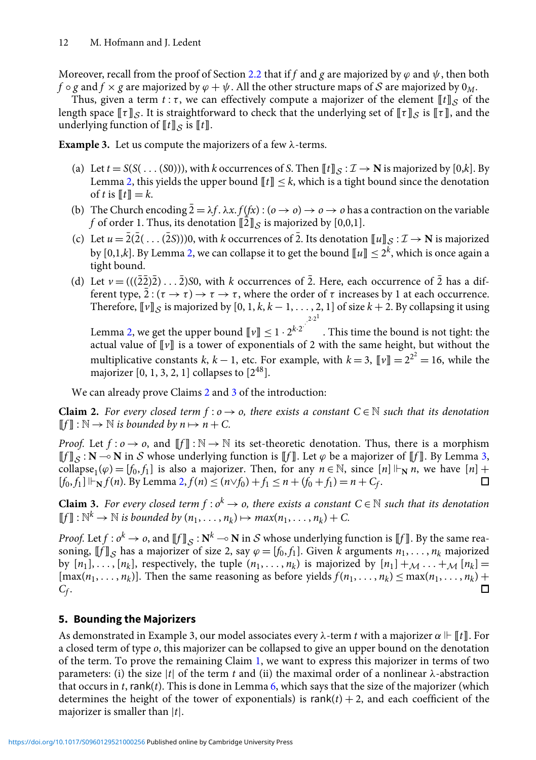Moreover, recall from the proof of Section 2.2 that if $f$ and $g$ are majorized by $\varphi$ and $\psi$, then both $f \circ g$ and $f \times g$ are majorized by $\varphi + \psi$. All the other structure maps of $\mathcal{S}$ are majorized by $0_M$.

Thus, given a term $t : \tau$, we can effectively compute a majorizer of the element $[\![t]\!]_{\mathcal{S}}$ of the length space $[\![\tau]\!]_{\mathcal{S}}$. It is straightforward to check that the underlying set of $[\![\tau]\!]_{\mathcal{S}}$ is $[\![\tau]\!]$, and the underlying function of $[\![t]\!]_{\mathcal{S}}$ is $[\![t]\!]$.

**Example 3.** Let us compute the majorizers of a few λ-terms.

(a) Let $t = S(S(\ldots(S0)))$, with $k$ occurrences of $S$. Then $[\![t]\!]_{\mathcal{S}} : \mathcal{I} \to \mathbf{N}$ is majorized by $[0,k]$. By Lemma 2, this yields the upper bound $[\![t]\!] \leq k$, which is a tight bound since the denotation of $t$ is $[\![t]\!] = k$.

(b) The Church encoding $\bar{2} = \lambda f.\lambda x.f(fx) : (o \to o) \to o \to o$ has a contraction on the variable $f$ of order 1. Thus, its denotation $[\![\bar{2}]\!]_{\mathcal{S}}$ is majorized by $[0,0,1]$.

(c) Let $u = \bar{2}(\bar{2}(\ldots(\bar{2}S)))0$, with $k$ occurrences of $\bar{2}$. Its denotation $[\![u]\!]_{\mathcal{S}} : \mathcal{I} \to \mathbf{N}$ is majorized by $[0,1,k]$. By Lemma 2, we can collapse it to get the bound $[\![u]\!] \leq 2^k$, which is once again a tight bound.

(d) Let $v = (((\bar{2}\bar{2})\bar{2})\ldots\bar{2})S0$, with $k$ occurrences of $\bar{2}$. Here, each occurrence of $\bar{2}$ has a different type, $\bar{2} : (\tau \to \tau) \to \tau \to \tau$, where the order of $\tau$ increases by 1 at each occurrence. Therefore, $[\![v]\!]_{\mathcal{S}}$ is majorized by $[0, 1, k, k-1, \ldots, 2, 1]$ of size $k+2$. By collapsing it using Lemma 2, we get the upper bound $[\![v]\!] \leq 1 \cdot 2^{k \cdot 2^{\cdot^{\cdot^{2 \cdot 2^1}}}}$. This time the bound is not tight: the actual value of $[\![v]\!]$ is a tower of exponentials of 2 with the same height, but without the multiplicative constants $k$, $k-1$, etc. For example, with $k=3$, $[\![v]\!] = 2^{2^2} = 16$, while the majorizer $[0, 1, 3, 2, 1]$ collapses to $[2^{48}]$.

We can already prove Claims 2 and 3 of the introduction:

**Claim 2.** *For every closed term $f : o \to o$, there exists a constant $C \in \mathbb{N}$ such that its denotation $[\![f]\!] : \mathbb{N} \to \mathbb{N}$ is bounded by $n \mapsto n + C$.*

*Proof.* Let $f : o \to o$, and $[\![f]\!] : \mathbb{N} \to \mathbb{N}$ its set-theoretic denotation. Thus, there is a morphism $[\![f]\!]_{\mathcal{S}} : \mathbf{N} \multimap \mathbf{N}$ in $\mathcal{S}$ whose underlying function is $[\![f]\!]$. Let $\varphi$ be a majorizer of $[\![f]\!]$. By Lemma 3, $\mathrm{collapse}_1(\varphi) = [f_0, f_1]$ is also a majorizer. Then, for any $n \in \mathbb{N}$, since $[n] \Vdash_{\mathbf{N}} n$, we have $[n] + [f_0, f_1] \Vdash_{\mathbf{N}} f(n)$. By Lemma 2, $f(n) \leq (n \vee f_0) + f_1 \leq n + (f_0 + f_1) = n + C_f$. □

**Claim 3.** *For every closed term $f : o^k \to o$, there exists a constant $C \in \mathbb{N}$ such that its denotation $[\![f]\!] : \mathbb{N}^k \to \mathbb{N}$ is bounded by $(n_1, \ldots, n_k) \mapsto max(n_1, \ldots, n_k) + C$.*

*Proof.* Let $f : o^k \to o$, and $[\![f]\!]_{\mathcal{S}} : \mathbf{N}^k \multimap \mathbf{N}$ in $\mathcal{S}$ whose underlying function is $[\![f]\!]$. By the same reasoning, $[\![f]\!]_{\mathcal{S}}$ has a majorizer of size 2, say $\varphi = [f_0, f_1]$. Given $k$ arguments $n_1, \ldots, n_k$ majorized by $[n_1], \ldots, [n_k]$, respectively, the tuple $(n_1, \ldots, n_k)$ is majorized by $[n_1] +_{\mathcal{M}} \ldots +_{\mathcal{M}} [n_k] = [\max(n_1, \ldots, n_k)]$. Then the same reasoning as before yields $f(n_1, \ldots, n_k) \leq \max(n_1, \ldots, n_k) + C_f$. □

## 5. Bounding the Majorizers

As demonstrated in Example 3, our model associates every λ-term $t$ with a majorizer $\alpha \Vdash [\![t]\!]$. For a closed term of type $o$, this majorizer can be collapsed to give an upper bound on the denotation of the term. To prove the remaining Claim 1, we want to express this majorizer in terms of two parameters: (i) the size $|t|$ of the term $t$ and (ii) the maximal order of a nonlinear λ-abstraction that occurs in $t$, $\mathsf{rank}(t)$. This is done in Lemma 6, which says that the size of the majorizer (which determines the height of the tower of exponentials) is $\mathsf{rank}(t) + 2$, and each coefficient of the majorizer is smaller than $|t|$.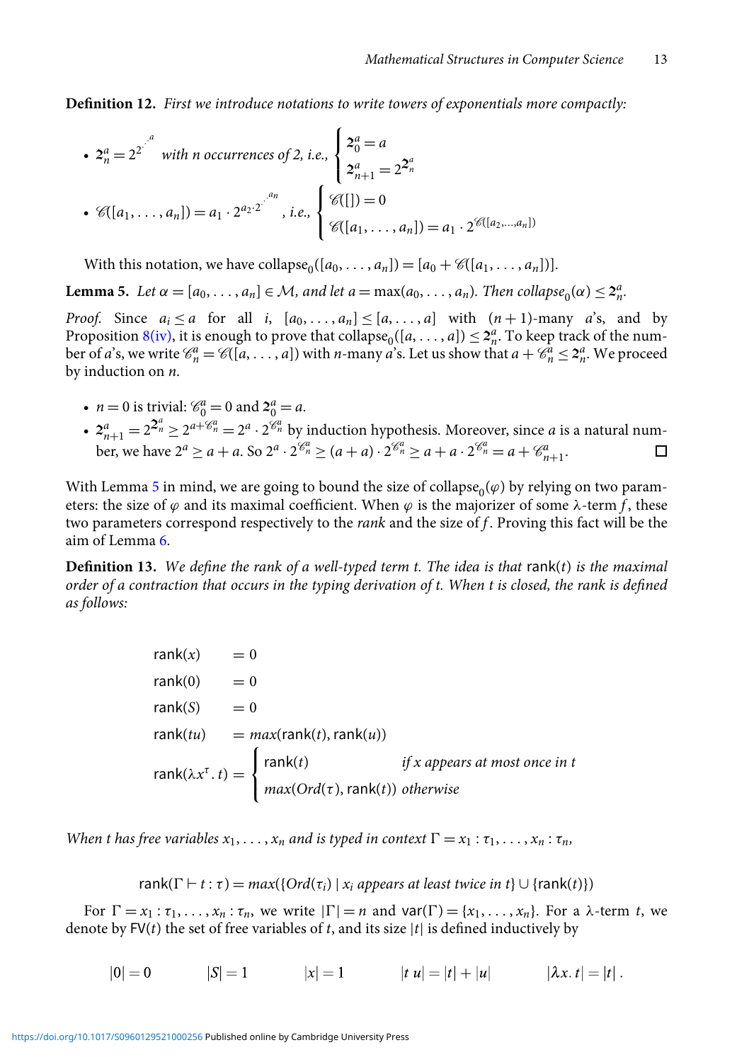**Definition 12.** *First we introduce notations to write towers of exponentials more compactly:*

- $\mathbf{2}^a_n = 2^{2^{\cdot^{\cdot^{a}}}}$ *with n occurrences of 2, i.e.,* $\begin{cases} \mathbf{2}^a_0 = a \\ \mathbf{2}^a_{n+1} = 2^{\mathbf{2}^a_n} \end{cases}$
- $\mathscr{C}([a_1, \ldots, a_n]) = a_1 \cdot 2^{a_2 \cdot 2^{\cdot^{\cdot^{a_n}}}}$ *, i.e.,* $\begin{cases} \mathscr{C}([]) = 0 \\ \mathscr{C}([a_1, \ldots, a_n]) = a_1 \cdot 2^{\mathscr{C}([a_2, \ldots, a_n])} \end{cases}$

With this notation, we have $\text{collapse}_0([a_0, \ldots, a_n]) = [a_0 + \mathscr{C}([a_1, \ldots, a_n])]$.

**Lemma 5.** *Let $\alpha = [a_0, \ldots, a_n] \in \mathcal{M}$, and let $a = \max(a_0, \ldots, a_n)$. Then $\text{collapse}_0(\alpha) \leq \mathbf{2}^a_n$.*

*Proof.* Since $a_i \leq a$ for all $i$, $[a_0, \ldots, a_n] \leq [a, \ldots, a]$ with $(n+1)$-many $a$'s, and by Proposition 8(iv), it is enough to prove that $\text{collapse}_0([a, \ldots, a]) \leq \mathbf{2}^a_n$. To keep track of the number of $a$'s, we write $\mathscr{C}^a_n = \mathscr{C}([a, \ldots, a])$ with $n$-many $a$'s. Let us show that $a + \mathscr{C}^a_n \leq \mathbf{2}^a_n$. We proceed by induction on $n$.

- $n = 0$ is trivial: $\mathscr{C}^a_0 = 0$ and $\mathbf{2}^a_0 = a$.
- $\mathbf{2}^a_{n+1} = 2^{\mathbf{2}^a_n} \geq 2^{a + \mathscr{C}^a_n} = 2^a \cdot 2^{\mathscr{C}^a_n}$ by induction hypothesis. Moreover, since $a$ is a natural number, we have $2^a \geq a + a$. So $2^a \cdot 2^{\mathscr{C}^a_n} \geq (a + a) \cdot 2^{\mathscr{C}^a_n} \geq a + a \cdot 2^{\mathscr{C}^a_n} = a + \mathscr{C}^a_{n+1}$. □

With Lemma 5 in mind, we are going to bound the size of $\text{collapse}_0(\varphi)$ by relying on two parameters: the size of $\varphi$ and its maximal coefficient. When $\varphi$ is the majorizer of some $\lambda$-term $f$, these two parameters correspond respectively to the *rank* and the size of $f$. Proving this fact will be the aim of Lemma 6.

**Definition 13.** *We define the rank of a well-typed term t. The idea is that* $\mathsf{rank}(t)$ *is the maximal order of a contraction that occurs in the typing derivation of t. When t is closed, the rank is defined as follows:*

$$
\begin{aligned}
\mathsf{rank}(x) &= 0 \\
\mathsf{rank}(0) &= 0 \\
\mathsf{rank}(S) &= 0 \\
\mathsf{rank}(tu) &= max(\mathsf{rank}(t), \mathsf{rank}(u)) \\
\mathsf{rank}(\lambda x^\tau.\, t) &= \begin{cases} \mathsf{rank}(t) & \textit{if } x \textit{ appears at most once in } t \\ max(Ord(\tau), \mathsf{rank}(t)) & \textit{otherwise} \end{cases}
\end{aligned}
$$

*When t has free variables $x_1, \ldots, x_n$ and is typed in context $\Gamma = x_1 : \tau_1, \ldots, x_n : \tau_n$,*

$$\mathsf{rank}(\Gamma \vdash t : \tau) = max(\{Ord(\tau_i) \mid x_i \textit{ appears at least twice in } t\} \cup \{\mathsf{rank}(t)\})$$

For $\Gamma = x_1 : \tau_1, \ldots, x_n : \tau_n$, we write $|\Gamma| = n$ and $\mathsf{var}(\Gamma) = \{x_1, \ldots, x_n\}$. For a $\lambda$-term $t$, we denote by $\mathsf{FV}(t)$ the set of free variables of $t$, and its size $|t|$ is defined inductively by

$$|0| = 0 \qquad |S| = 1 \qquad |x| = 1 \qquad |t\ u| = |t| + |u| \qquad |\lambda x.\, t| = |t|\,.$$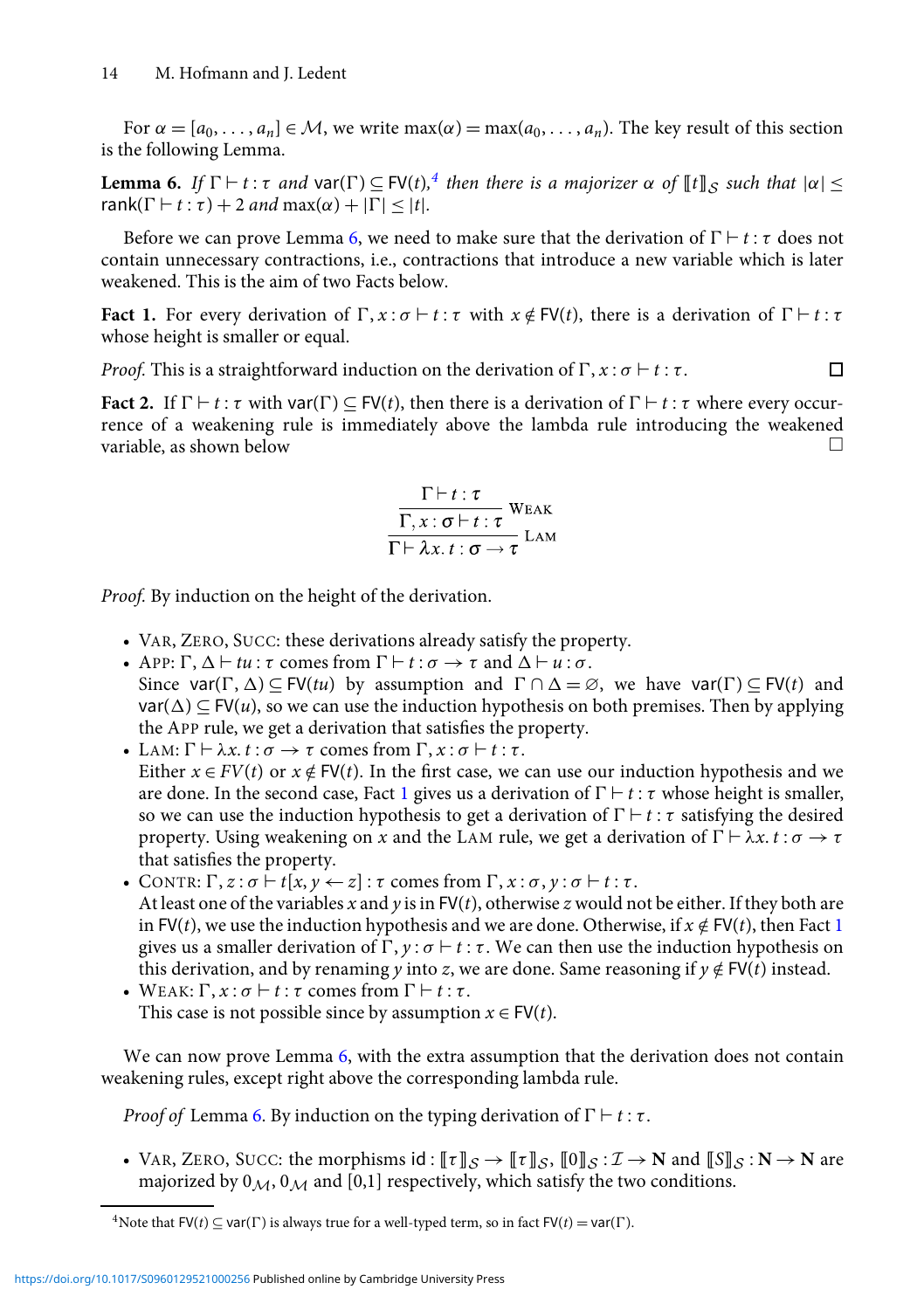For $\alpha = [a_0, \ldots, a_n] \in \mathcal{M}$, we write $\max(\alpha) = \max(a_0, \ldots, a_n)$. The key result of this section is the following Lemma.

**Lemma 6.** *If $\Gamma \vdash t : \tau$ and $\mathsf{var}(\Gamma) \subseteq \mathsf{FV}(t)$,*[4] *then there is a majorizer $\alpha$ of $[\![t]\!]_{\mathcal{S}}$ such that $|\alpha| \leq \mathsf{rank}(\Gamma \vdash t : \tau) + 2$ and $\max(\alpha) + |\Gamma| \leq |t|$.*

Before we can prove Lemma 6, we need to make sure that the derivation of $\Gamma \vdash t : \tau$ does not contain unnecessary contractions, i.e., contractions that introduce a new variable which is later weakened. This is the aim of two Facts below.

**Fact 1.** For every derivation of $\Gamma, x : \sigma \vdash t : \tau$ with $x \notin \mathsf{FV}(t)$, there is a derivation of $\Gamma \vdash t : \tau$ whose height is smaller or equal.

*Proof.* This is a straightforward induction on the derivation of $\Gamma, x : \sigma \vdash t : \tau$. □

**Fact 2.** If $\Gamma \vdash t : \tau$ with $\mathsf{var}(\Gamma) \subseteq \mathsf{FV}(t)$, then there is a derivation of $\Gamma \vdash t : \tau$ where every occurrence of a weakening rule is immediately above the lambda rule introducing the weakened variable, as shown below □

$$\dfrac{\dfrac{\Gamma \vdash t : \tau}{\Gamma, x : \sigma \vdash t : \tau}\ \textsc{Weak}}{\Gamma \vdash \lambda x.\, t : \sigma \to \tau}\ \textsc{Lam}$$

*Proof.* By induction on the height of the derivation.

- Var, Zero, Succ: these derivations already satisfy the property.
- App: $\Gamma, \Delta \vdash tu : \tau$ comes from $\Gamma \vdash t : \sigma \to \tau$ and $\Delta \vdash u : \sigma$.
  Since $\mathsf{var}(\Gamma, \Delta) \subseteq \mathsf{FV}(tu)$ by assumption and $\Gamma \cap \Delta = \varnothing$, we have $\mathsf{var}(\Gamma) \subseteq \mathsf{FV}(t)$ and $\mathsf{var}(\Delta) \subseteq \mathsf{FV}(u)$, so we can use the induction hypothesis on both premises. Then by applying the App rule, we get a derivation that satisfies the property.
- Lam: $\Gamma \vdash \lambda x.\, t : \sigma \to \tau$ comes from $\Gamma, x : \sigma \vdash t : \tau$.
  Either $x \in FV(t)$ or $x \notin \mathsf{FV}(t)$. In the first case, we can use our induction hypothesis and we are done. In the second case, Fact 1 gives us a derivation of $\Gamma \vdash t : \tau$ whose height is smaller, so we can use the induction hypothesis to get a derivation of $\Gamma \vdash t : \tau$ satisfying the desired property. Using weakening on $x$ and the Lam rule, we get a derivation of $\Gamma \vdash \lambda x.\, t : \sigma \to \tau$ that satisfies the property.
- Contr: $\Gamma, z : \sigma \vdash t[x, y \leftarrow z] : \tau$ comes from $\Gamma, x : \sigma, y : \sigma \vdash t : \tau$.
  At least one of the variables $x$ and $y$ is in $\mathsf{FV}(t)$, otherwise $z$ would not be either. If they both are in $\mathsf{FV}(t)$, we use the induction hypothesis and we are done. Otherwise, if $x \notin \mathsf{FV}(t)$, then Fact 1 gives us a smaller derivation of $\Gamma, y : \sigma \vdash t : \tau$. We can then use the induction hypothesis on this derivation, and by renaming $y$ into $z$, we are done. Same reasoning if $y \notin \mathsf{FV}(t)$ instead.
- Weak: $\Gamma, x : \sigma \vdash t : \tau$ comes from $\Gamma \vdash t : \tau$.
  This case is not possible since by assumption $x \in \mathsf{FV}(t)$.

We can now prove Lemma 6, with the extra assumption that the derivation does not contain weakening rules, except right above the corresponding lambda rule.

*Proof of* Lemma 6. By induction on the typing derivation of $\Gamma \vdash t : \tau$.

- Var, Zero, Succ: the morphisms $\mathsf{id} : [\![\tau]\!]_{\mathcal{S}} \to [\![\tau]\!]_{\mathcal{S}}$, $[\![0]\!]_{\mathcal{S}} : \mathcal{I} \to \mathbf{N}$ and $[\![S]\!]_{\mathcal{S}} : \mathbf{N} \to \mathbf{N}$ are majorized by $0_{\mathcal{M}}, 0_{\mathcal{M}}$ and $[0,1]$ respectively, which satisfy the two conditions.

[4] Note that $\mathsf{FV}(t) \subseteq \mathsf{var}(\Gamma)$ is always true for a well-typed term, so in fact $\mathsf{FV}(t) = \mathsf{var}(\Gamma)$.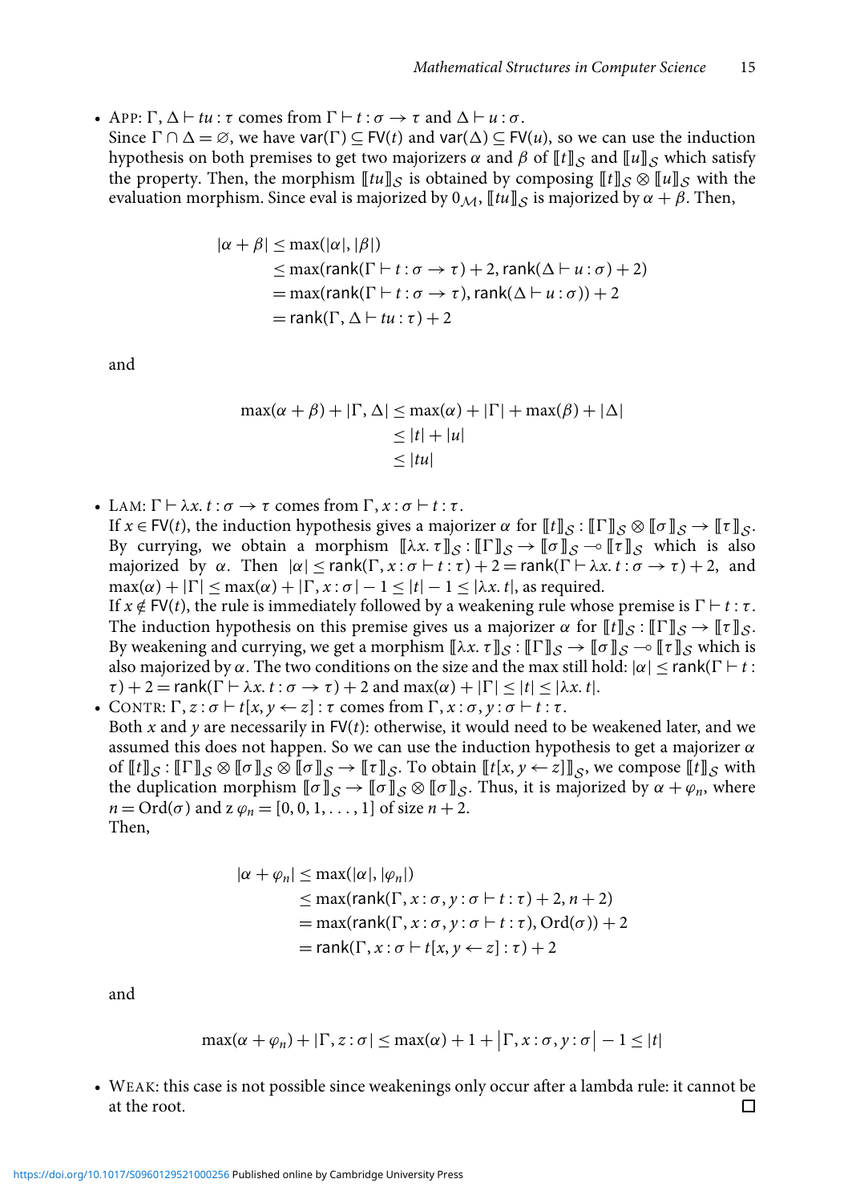- App: $\Gamma, \Delta \vdash tu : \tau$ comes from $\Gamma \vdash t : \sigma \to \tau$ and $\Delta \vdash u : \sigma$.
  Since $\Gamma \cap \Delta = \varnothing$, we have $\mathsf{var}(\Gamma) \subseteq \mathsf{FV}(t)$ and $\mathsf{var}(\Delta) \subseteq \mathsf{FV}(u)$, so we can use the induction hypothesis on both premises to get two majorizers $\alpha$ and $\beta$ of $[\![t]\!]_{\mathcal{S}}$ and $[\![u]\!]_{\mathcal{S}}$ which satisfy the property. Then, the morphism $[\![tu]\!]_{\mathcal{S}}$ is obtained by composing $[\![t]\!]_{\mathcal{S}} \otimes [\![u]\!]_{\mathcal{S}}$ with the evaluation morphism. Since eval is majorized by $0_{\mathcal{M}}$, $[\![tu]\!]_{\mathcal{S}}$ is majorized by $\alpha + \beta$. Then,

$$\begin{aligned}
|\alpha + \beta| &\leq \max(|\alpha|, |\beta|) \\
&\leq \max(\mathsf{rank}(\Gamma \vdash t : \sigma \to \tau) + 2, \mathsf{rank}(\Delta \vdash u : \sigma) + 2) \\
&= \max(\mathsf{rank}(\Gamma \vdash t : \sigma \to \tau), \mathsf{rank}(\Delta \vdash u : \sigma)) + 2 \\
&= \mathsf{rank}(\Gamma, \Delta \vdash tu : \tau) + 2
\end{aligned}$$

  and

$$\begin{aligned}
\max(\alpha + \beta) + |\Gamma, \Delta| &\leq \max(\alpha) + |\Gamma| + \max(\beta) + |\Delta| \\
&\leq |t| + |u| \\
&\leq |tu|
\end{aligned}$$

- Lam: $\Gamma \vdash \lambda x.\, t : \sigma \to \tau$ comes from $\Gamma, x : \sigma \vdash t : \tau$.
  If $x \in \mathsf{FV}(t)$, the induction hypothesis gives a majorizer $\alpha$ for $[\![t]\!]_{\mathcal{S}} : [\![\Gamma]\!]_{\mathcal{S}} \otimes [\![\sigma]\!]_{\mathcal{S}} \to [\![\tau]\!]_{\mathcal{S}}$. By currying, we obtain a morphism $[\![\lambda x.\, \tau]\!]_{\mathcal{S}} : [\![\Gamma]\!]_{\mathcal{S}} \to [\![\sigma]\!]_{\mathcal{S}} \multimap [\![\tau]\!]_{\mathcal{S}}$ which is also majorized by $\alpha$. Then $|\alpha| \leq \mathsf{rank}(\Gamma, x : \sigma \vdash t : \tau) + 2 = \mathsf{rank}(\Gamma \vdash \lambda x.\, t : \sigma \to \tau) + 2$, and $\max(\alpha) + |\Gamma| \leq \max(\alpha) + |\Gamma, x : \sigma| - 1 \leq |t| - 1 \leq |\lambda x.\, t|$, as required.
  If $x \notin \mathsf{FV}(t)$, the rule is immediately followed by a weakening rule whose premise is $\Gamma \vdash t : \tau$. The induction hypothesis on this premise gives us a majorizer $\alpha$ for $[\![t]\!]_{\mathcal{S}} : [\![\Gamma]\!]_{\mathcal{S}} \to [\![\tau]\!]_{\mathcal{S}}$. By weakening and currying, we get a morphism $[\![\lambda x.\, \tau]\!]_{\mathcal{S}} : [\![\Gamma]\!]_{\mathcal{S}} \to [\![\sigma]\!]_{\mathcal{S}} \multimap [\![\tau]\!]_{\mathcal{S}}$ which is also majorized by $\alpha$. The two conditions on the size and the max still hold: $|\alpha| \leq \mathsf{rank}(\Gamma \vdash t : \tau) + 2 = \mathsf{rank}(\Gamma \vdash \lambda x.\, t : \sigma \to \tau) + 2$ and $\max(\alpha) + |\Gamma| \leq |t| \leq |\lambda x.\, t|$.
- Contr: $\Gamma, z : \sigma \vdash t[x, y \leftarrow z] : \tau$ comes from $\Gamma, x : \sigma, y : \sigma \vdash t : \tau$.
  Both $x$ and $y$ are necessarily in $\mathsf{FV}(t)$: otherwise, it would need to be weakened later, and we assumed this does not happen. So we can use the induction hypothesis to get a majorizer $\alpha$ of $[\![t]\!]_{\mathcal{S}} : [\![\Gamma]\!]_{\mathcal{S}} \otimes [\![\sigma]\!]_{\mathcal{S}} \otimes [\![\sigma]\!]_{\mathcal{S}} \to [\![\tau]\!]_{\mathcal{S}}$. To obtain $[\![t[x, y \leftarrow z]]\!]_{\mathcal{S}}$, we compose $[\![t]\!]_{\mathcal{S}}$ with the duplication morphism $[\![\sigma]\!]_{\mathcal{S}} \to [\![\sigma]\!]_{\mathcal{S}} \otimes [\![\sigma]\!]_{\mathcal{S}}$. Thus, it is majorized by $\alpha + \varphi_n$, where $n = \mathrm{Ord}(\sigma)$ and z $\varphi_n = [0, 0, 1, \ldots, 1]$ of size $n + 2$.
  Then,

$$\begin{aligned}
|\alpha + \varphi_n| &\leq \max(|\alpha|, |\varphi_n|) \\
&\leq \max(\mathsf{rank}(\Gamma, x : \sigma, y : \sigma \vdash t : \tau) + 2, n + 2) \\
&= \max(\mathsf{rank}(\Gamma, x : \sigma, y : \sigma \vdash t : \tau), \mathrm{Ord}(\sigma)) + 2 \\
&= \mathsf{rank}(\Gamma, x : \sigma \vdash t[x, y \leftarrow z] : \tau) + 2
\end{aligned}$$

  and

$$\max(\alpha + \varphi_n) + |\Gamma, z : \sigma| \leq \max(\alpha) + 1 + \left|\Gamma, x : \sigma, y : \sigma\right| - 1 \leq |t|$$

- Weak: this case is not possible since weakenings only occur after a lambda rule: it cannot be at the root. □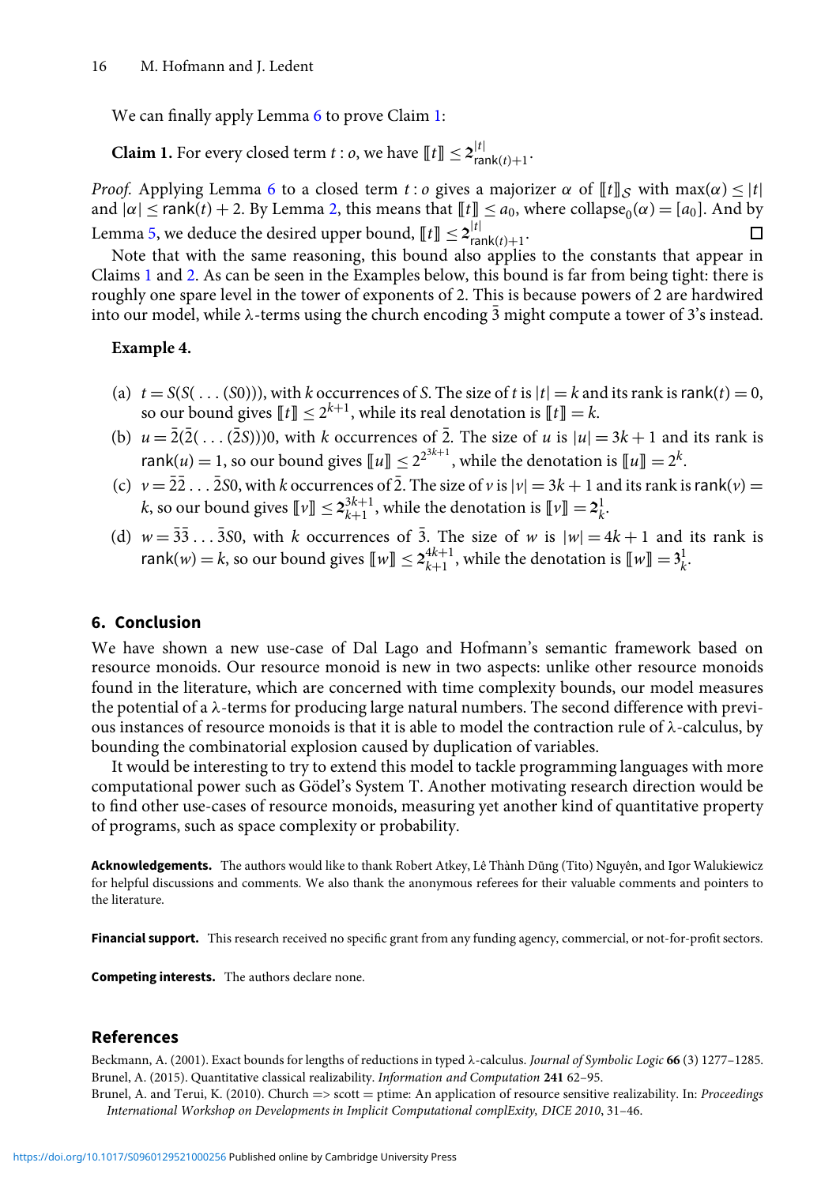We can finally apply Lemma 6 to prove Claim 1:

**Claim 1.** For every closed term $t : o$, we have $[\![t]\!] \leq \mathbf{2}^{|t|}_{\mathsf{rank}(t)+1}$.

*Proof.* Applying Lemma 6 to a closed term $t : o$ gives a majorizer $\alpha$ of $[\![t]\!]_{\mathcal{S}}$ with $\max(\alpha) \leq |t|$ and $|\alpha| \leq \mathsf{rank}(t) + 2$. By Lemma 2, this means that $[\![t]\!] \leq a_0$, where $\mathrm{collapse}_0(\alpha) = [a_0]$. And by Lemma 5, we deduce the desired upper bound, $[\![t]\!] \leq \mathbf{2}^{|t|}_{\mathsf{rank}(t)+1}$. □

Note that with the same reasoning, this bound also applies to the constants that appear in Claims 1 and 2. As can be seen in the Examples below, this bound is far from being tight: there is roughly one spare level in the tower of exponents of 2. This is because powers of 2 are hardwired into our model, while λ-terms using the church encoding $\bar{3}$ might compute a tower of 3's instead.

**Example 4.**

(a) $t = S(S(\ldots(S0)))$, with $k$ occurrences of $S$. The size of $t$ is $|t| = k$ and its rank is $\mathsf{rank}(t) = 0$, so our bound gives $[\![t]\!] \leq 2^{k+1}$, while its real denotation is $[\![t]\!] = k$.

(b) $u = \bar{2}(\bar{2}(\ldots(\bar{2}S)))0$, with $k$ occurrences of $\bar{2}$. The size of $u$ is $|u| = 3k + 1$ and its rank is $\mathsf{rank}(u) = 1$, so our bound gives $[\![u]\!] \leq 2^{2^{3k+1}}$, while the denotation is $[\![u]\!] = 2^k$.

(c) $v = \bar{2}\bar{2}\ldots\bar{2}S0$, with $k$ occurrences of $\bar{2}$. The size of $v$ is $|v| = 3k + 1$ and its rank is $\mathsf{rank}(v) = k$, so our bound gives $[\![v]\!] \leq \mathbf{2}^{3k+1}_{k+1}$, while the denotation is $[\![v]\!] = \mathbf{2}^1_k$.

(d) $w = \bar{3}\bar{3}\ldots\bar{3}S0$, with $k$ occurrences of $\bar{3}$. The size of $w$ is $|w| = 4k + 1$ and its rank is $\mathsf{rank}(w) = k$, so our bound gives $[\![w]\!] \leq \mathbf{2}^{4k+1}_{k+1}$, while the denotation is $[\![w]\!] = \mathbf{3}^1_k$.

## 6. Conclusion

We have shown a new use-case of Dal Lago and Hofmann's semantic framework based on resource monoids. Our resource monoid is new in two aspects: unlike other resource monoids found in the literature, which are concerned with time complexity bounds, our model measures the potential of a λ-terms for producing large natural numbers. The second difference with previous instances of resource monoids is that it is able to model the contraction rule of λ-calculus, by bounding the combinatorial explosion caused by duplication of variables.

It would be interesting to try to extend this model to tackle programming languages with more computational power such as Gödel's System T. Another motivating research direction would be to find other use-cases of resource monoids, measuring yet another kind of quantitative property of programs, such as space complexity or probability.

**Acknowledgements.** The authors would like to thank Robert Atkey, Lê Thành Dũng (Tito) Nguyên, and Igor Walukiewicz for helpful discussions and comments. We also thank the anonymous referees for their valuable comments and pointers to the literature.

**Financial support.** This research received no specific grant from any funding agency, commercial, or not-for-profit sectors.

**Competing interests.** The authors declare none.

## References

Beckmann, A. (2001). Exact bounds for lengths of reductions in typed λ-calculus. *Journal of Symbolic Logic* **66** (3) 1277–1285.

Brunel, A. (2015). Quantitative classical realizability. *Information and Computation* **241** 62–95.

Brunel, A. and Terui, K. (2010). Church => scott = ptime: An application of resource sensitive realizability. In: *Proceedings International Workshop on Developments in Implicit Computational complExity, DICE 2010*, 31–46.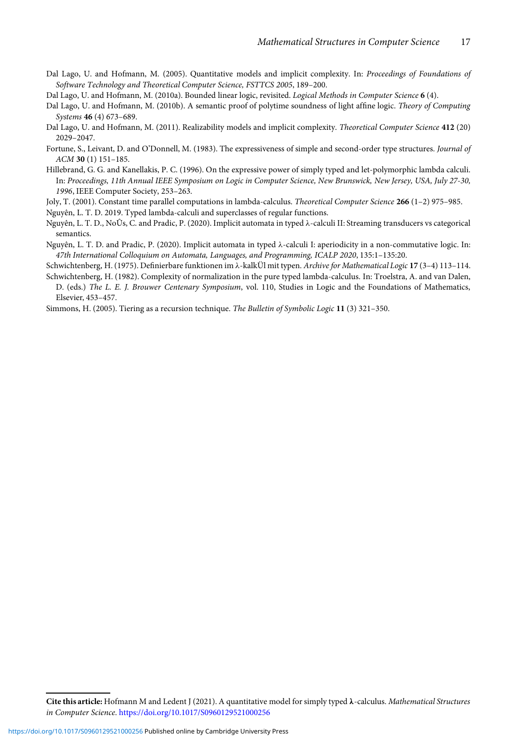Dal Lago, U. and Hofmann, M. (2005). Quantitative models and implicit complexity. In: *Proceedings of Foundations of Software Technology and Theoretical Computer Science, FSTTCS 2005*, 189–200.

Dal Lago, U. and Hofmann, M. (2010a). Bounded linear logic, revisited. *Logical Methods in Computer Science* **6** (4).

Dal Lago, U. and Hofmann, M. (2010b). A semantic proof of polytime soundness of light affine logic. *Theory of Computing Systems* **46** (4) 673–689.

Dal Lago, U. and Hofmann, M. (2011). Realizability models and implicit complexity. *Theoretical Computer Science* **412** (20) 2029–2047.

Fortune, S., Leivant, D. and O'Donnell, M. (1983). The expressiveness of simple and second-order type structures. *Journal of ACM* **30** (1) 151–185.

Hillebrand, G. G. and Kanellakis, P. C. (1996). On the expressive power of simply typed and let-polymorphic lambda calculi. In: *Proceedings, 11th Annual IEEE Symposium on Logic in Computer Science, New Brunswick, New Jersey, USA, July 27-30, 1996*, IEEE Computer Society, 253–263.

Joly, T. (2001). Constant time parallel computations in lambda-calculus. *Theoretical Computer Science* **266** (1–2) 975–985.

Nguyên, L. T. D. 2019. Typed lambda-calculi and superclasses of regular functions.

Nguyên, L. T. D., NoÛs, C. and Pradic, P. (2020). Implicit automata in typed λ-calculi II: Streaming transducers vs categorical semantics.

Nguyên, L. T. D. and Pradic, P. (2020). Implicit automata in typed λ-calculi I: aperiodicity in a non-commutative logic. In: *47th International Colloquium on Automata, Languages, and Programming, ICALP 2020*, 135:1–135:20.

Schwichtenberg, H. (1975). Definierbare funktionen im λ-kalkÜl mit typen. *Archive for Mathematical Logic* **17** (3–4) 113–114.

Schwichtenberg, H. (1982). Complexity of normalization in the pure typed lambda-calculus. In: Troelstra, A. and van Dalen, D. (eds.) *The L. E. J. Brouwer Centenary Symposium*, vol. 110, Studies in Logic and the Foundations of Mathematics, Elsevier, 453–457.

Simmons, H. (2005). Tiering as a recursion technique. *The Bulletin of Symbolic Logic* **11** (3) 321–350.

**Cite this article:** Hofmann M and Ledent J (2021). A quantitative model for simply typed **λ**-calculus. *Mathematical Structures in Computer Science*. https://doi.org/10.1017/S0960129521000256